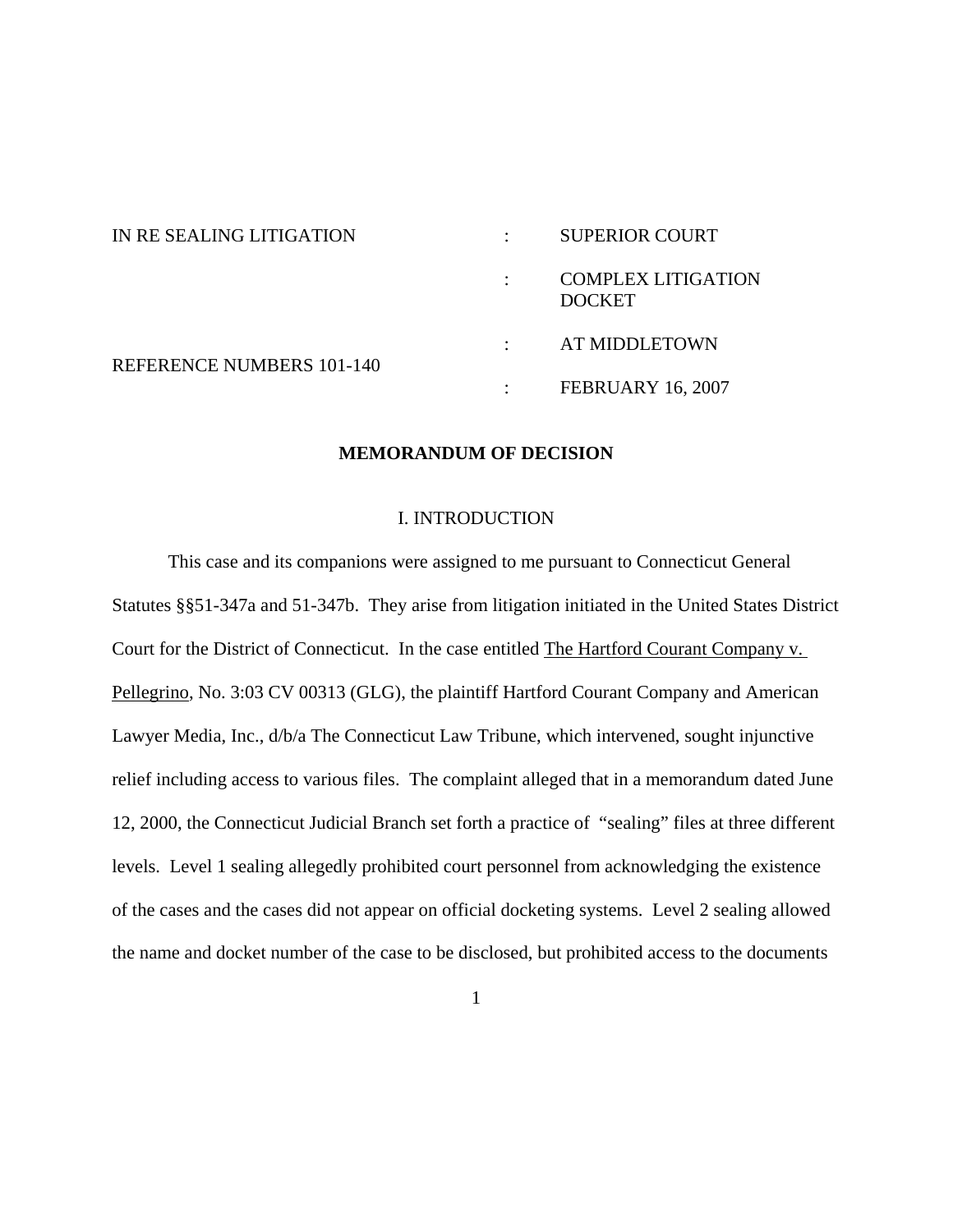IN RE SEALING LITIGATION : SUPERIOR COURT

: COMPLEX LITIGATION DOCKET

: AT MIDDLETOWN

REFERENCE NUMBERS 101-140 : FEBRUARY 16, 2007

## MEMORANDUM OF DECISION

### I. INTRODUCTION

This case and its companions were assigned to me pursuant to Connecticut General Statutes §§51-347a and 51-347b. They arise from litigation initiated in the United States District Court for the District of Connecticut. In the case entitled The Hartford Courant Company v. Pellegrino, No. 3:03 CV 00313 (GLG), the plaintiff Hartford Courant Company and American Lawyer Media, Inc., d/b/a The Connecticut Law Tribune, which intervened, sought injunctive relief including access to various files. The complaint alleged that in a memorandum dated June 12, 2000, the Connecticut Judicial Branch set forth a practice of "sealing" files at three different levels. Level 1 sealing allegedly prohibited court personnel from acknowledging the existence of the cases and the cases did not appear on official docketing systems. Level 2 sealing allowed the name and docket number of the case to be disclosed, but prohibited access to the documents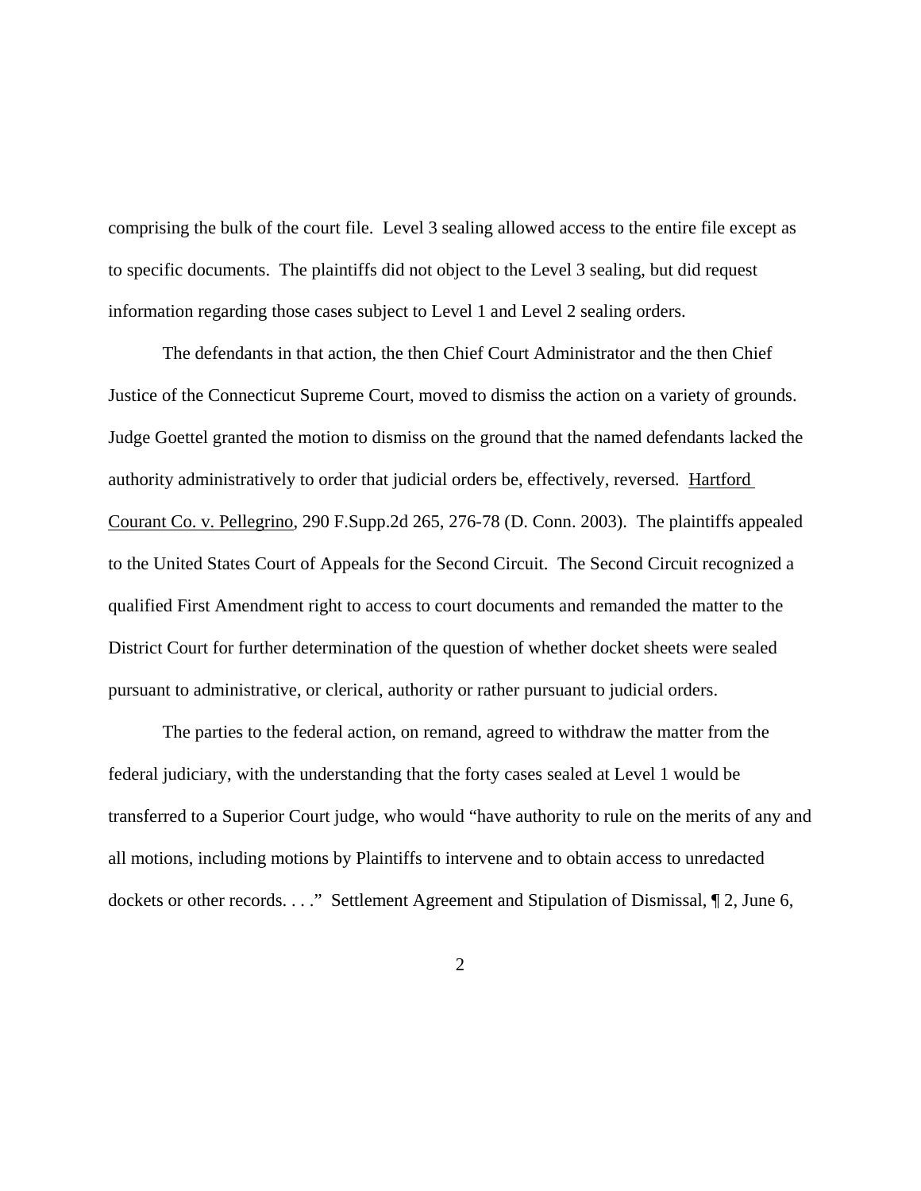comprising the bulk of the court file. Level 3 sealing allowed access to the entire file except as to specific documents. The plaintiffs did not object to the Level 3 sealing, but did request information regarding those cases subject to Level 1 and Level 2 sealing orders.

The defendants in that action, the then Chief Court Administrator and the then Chief Justice of the Connecticut Supreme Court, moved to dismiss the action on a variety of grounds. Judge Goettel granted the motion to dismiss on the ground that the named defendants lacked the authority administratively to order that judicial orders be, effectively, reversed. Hartford Courant Co. v. Pellegrino, 290 F.Supp.2d 265, 276-78 (D. Conn. 2003). The plaintiffs appealed to the United States Court of Appeals for the Second Circuit. The Second Circuit recognized a qualified First Amendment right to access to court documents and remanded the matter to the District Court for further determination of the question of whether docket sheets were sealed pursuant to administrative, or clerical, authority or rather pursuant to judicial orders.

The parties to the federal action, on remand, agreed to withdraw the matter from the federal judiciary, with the understanding that the forty cases sealed at Level 1 would be transferred to a Superior Court judge, who would "have authority to rule on the merits of any and all motions, including motions by Plaintiffs to intervene and to obtain access to unredacted dockets or other records. . . ." Settlement Agreement and Stipulation of Dismissal, ¶ 2, June 6,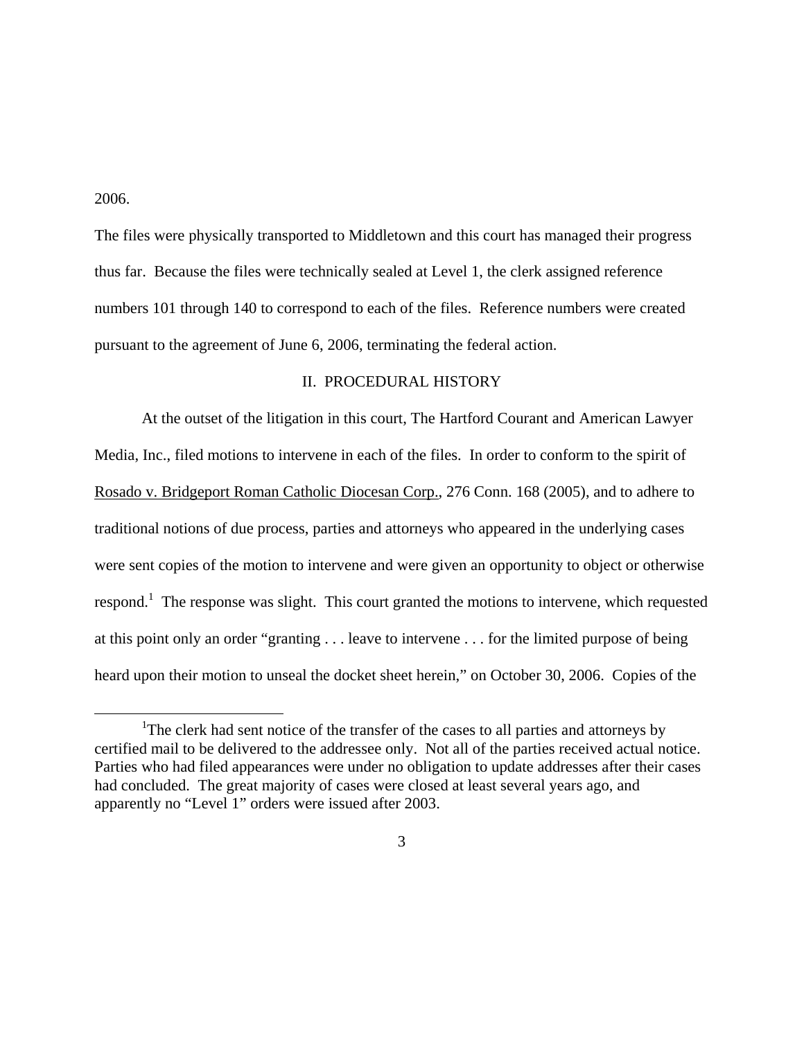2006.

The files were physically transported to Middletown and this court has managed their progress thus far. Because the files were technically sealed at Level 1, the clerk assigned reference numbers 101 through 140 to correspond to each of the files. Reference numbers were created pursuant to the agreement of June 6, 2006, terminating the federal action.

## II. PROCEDURAL HISTORY

At the outset of the litigation in this court, The Hartford Courant and American Lawyer Media, Inc., filed motions to intervene in each of the files. In order to conform to the spirit of Rosado v. Bridgeport Roman Catholic Diocesan Corp., 276 Conn. 168 (2005), and to adhere to traditional notions of due process, parties and attorneys who appeared in the underlying cases were sent copies of the motion to intervene and were given an opportunity to object or otherwise respond.[1] The response was slight. This court granted the motions to intervene, which requested at this point only an order "granting . . . leave to intervene . . . for the limited purpose of being heard upon their motion to unseal the docket sheet herein," on October 30, 2006. Copies of the

[1] The clerk had sent notice of the transfer of the cases to all parties and attorneys by certified mail to be delivered to the addressee only. Not all of the parties received actual notice. Parties who had filed appearances were under no obligation to update addresses after their cases had concluded. The great majority of cases were closed at least several years ago, and apparently no "Level 1" orders were issued after 2003.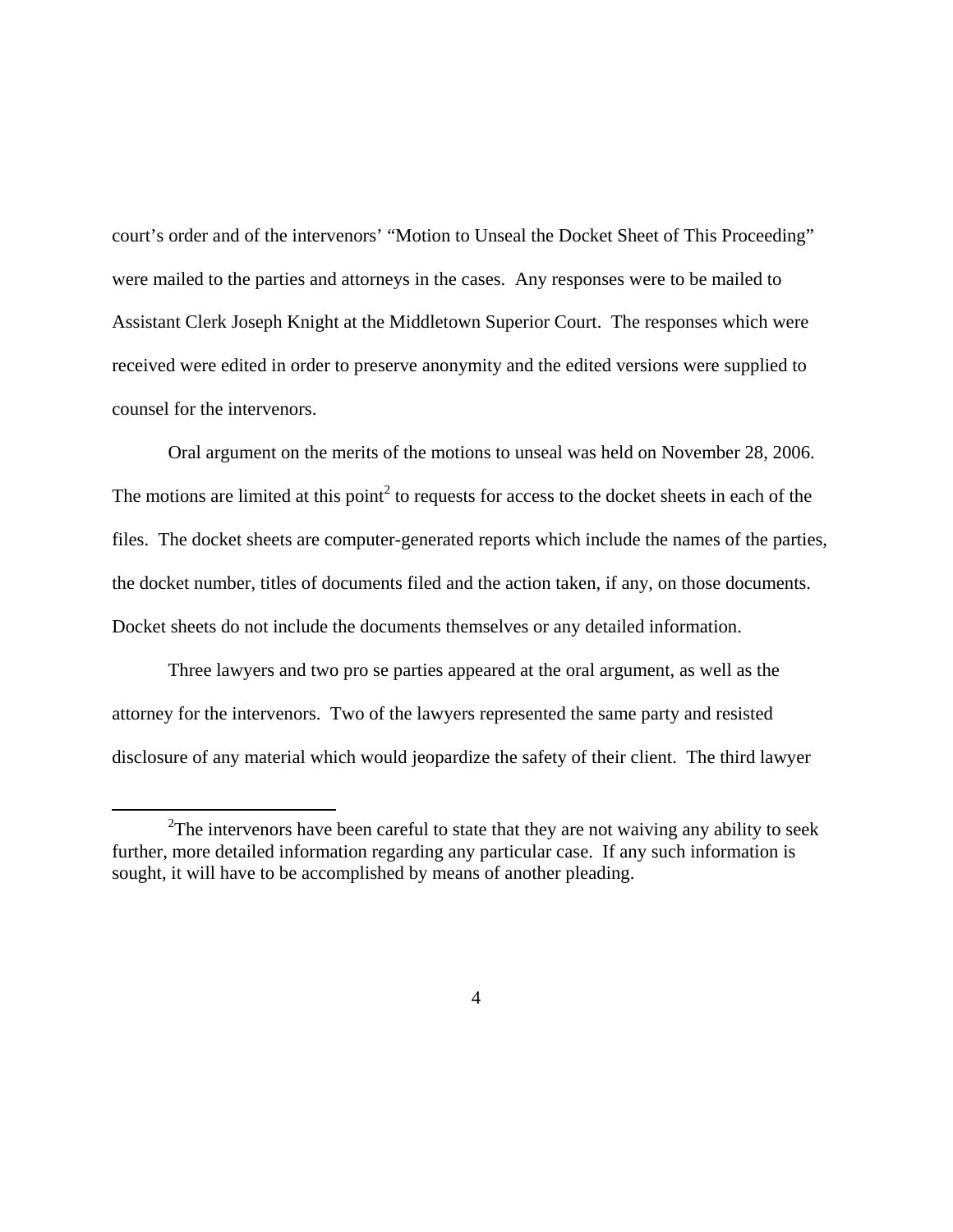court's order and of the intervenors' "Motion to Unseal the Docket Sheet of This Proceeding" were mailed to the parties and attorneys in the cases. Any responses were to be mailed to Assistant Clerk Joseph Knight at the Middletown Superior Court. The responses which were received were edited in order to preserve anonymity and the edited versions were supplied to counsel for the intervenors.

Oral argument on the merits of the motions to unseal was held on November 28, 2006. The motions are limited at this point[2] to requests for access to the docket sheets in each of the files. The docket sheets are computer-generated reports which include the names of the parties, the docket number, titles of documents filed and the action taken, if any, on those documents. Docket sheets do not include the documents themselves or any detailed information.

Three lawyers and two pro se parties appeared at the oral argument, as well as the attorney for the intervenors. Two of the lawyers represented the same party and resisted disclosure of any material which would jeopardize the safety of their client. The third lawyer

[2]The intervenors have been careful to state that they are not waiving any ability to seek further, more detailed information regarding any particular case. If any such information is sought, it will have to be accomplished by means of another pleading.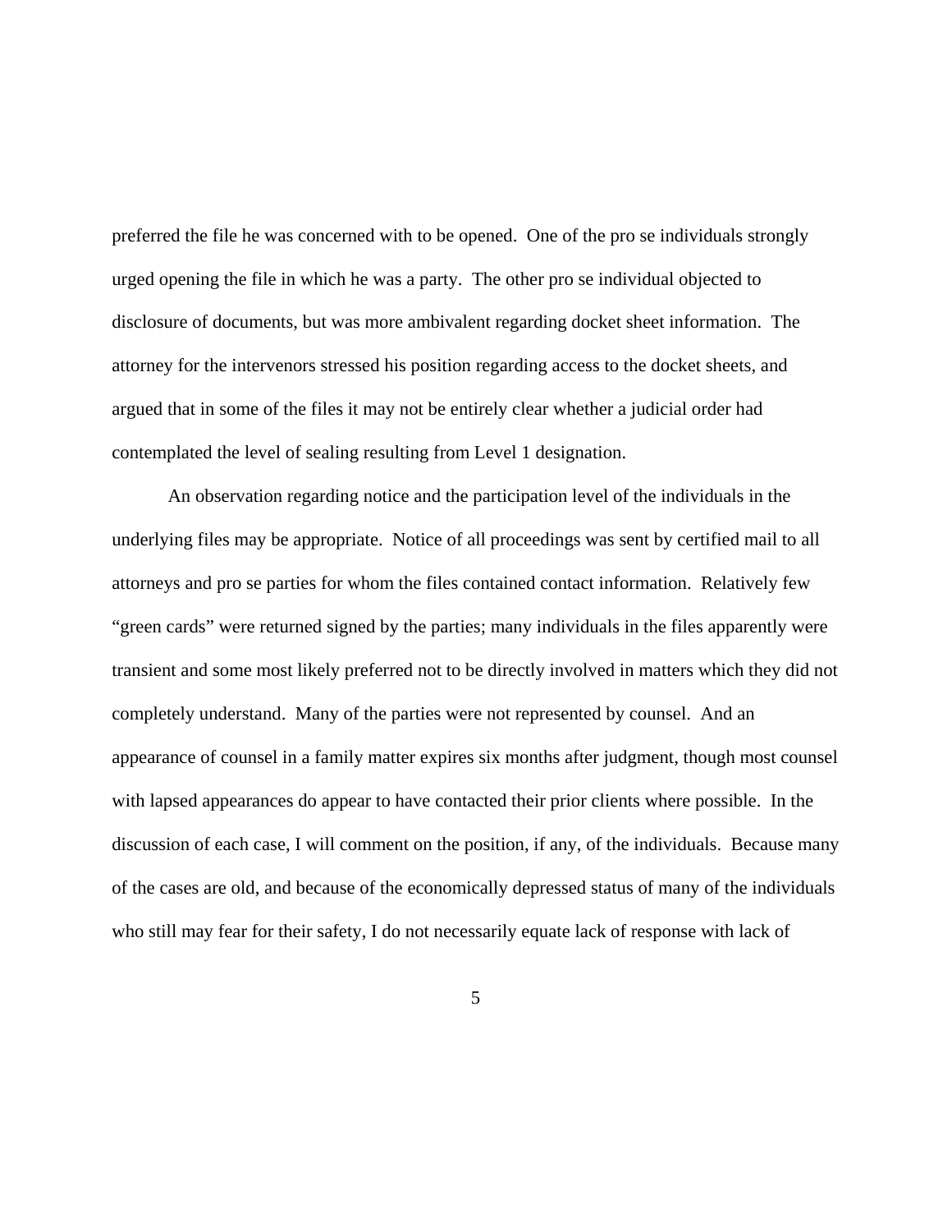preferred the file he was concerned with to be opened. One of the pro se individuals strongly urged opening the file in which he was a party. The other pro se individual objected to disclosure of documents, but was more ambivalent regarding docket sheet information. The attorney for the intervenors stressed his position regarding access to the docket sheets, and argued that in some of the files it may not be entirely clear whether a judicial order had contemplated the level of sealing resulting from Level 1 designation.

An observation regarding notice and the participation level of the individuals in the underlying files may be appropriate. Notice of all proceedings was sent by certified mail to all attorneys and pro se parties for whom the files contained contact information. Relatively few "green cards" were returned signed by the parties; many individuals in the files apparently were transient and some most likely preferred not to be directly involved in matters which they did not completely understand. Many of the parties were not represented by counsel. And an appearance of counsel in a family matter expires six months after judgment, though most counsel with lapsed appearances do appear to have contacted their prior clients where possible. In the discussion of each case, I will comment on the position, if any, of the individuals. Because many of the cases are old, and because of the economically depressed status of many of the individuals who still may fear for their safety, I do not necessarily equate lack of response with lack of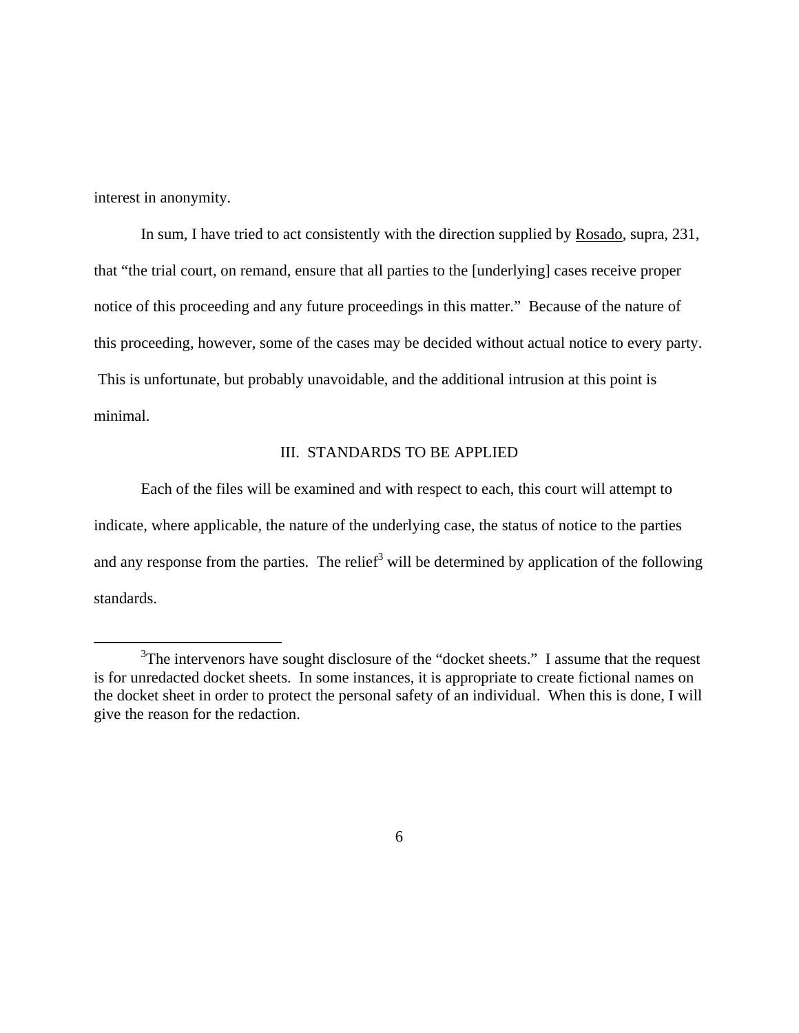interest in anonymity.

In sum, I have tried to act consistently with the direction supplied by Rosado, supra, 231, that "the trial court, on remand, ensure that all parties to the [underlying] cases receive proper notice of this proceeding and any future proceedings in this matter." Because of the nature of this proceeding, however, some of the cases may be decided without actual notice to every party. This is unfortunate, but probably unavoidable, and the additional intrusion at this point is minimal.

## III. STANDARDS TO BE APPLIED

Each of the files will be examined and with respect to each, this court will attempt to indicate, where applicable, the nature of the underlying case, the status of notice to the parties and any response from the parties. The relief[3] will be determined by application of the following standards.

---

[3]The intervenors have sought disclosure of the "docket sheets." I assume that the request is for unredacted docket sheets. In some instances, it is appropriate to create fictional names on the docket sheet in order to protect the personal safety of an individual. When this is done, I will give the reason for the redaction.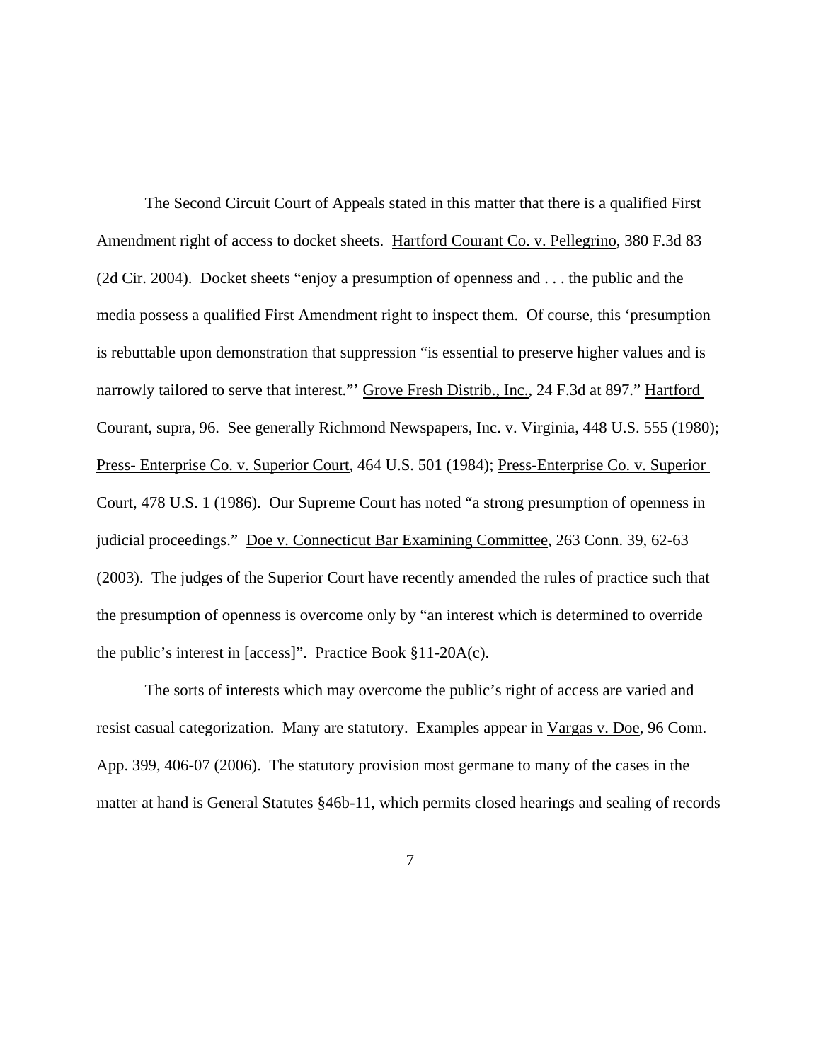The Second Circuit Court of Appeals stated in this matter that there is a qualified First Amendment right of access to docket sheets. Hartford Courant Co. v. Pellegrino, 380 F.3d 83 (2d Cir. 2004). Docket sheets "enjoy a presumption of openness and . . . the public and the media possess a qualified First Amendment right to inspect them. Of course, this 'presumption is rebuttable upon demonstration that suppression "is essential to preserve higher values and is narrowly tailored to serve that interest."' Grove Fresh Distrib., Inc., 24 F.3d at 897." Hartford Courant, supra, 96. See generally Richmond Newspapers, Inc. v. Virginia, 448 U.S. 555 (1980); Press- Enterprise Co. v. Superior Court, 464 U.S. 501 (1984); Press-Enterprise Co. v. Superior Court, 478 U.S. 1 (1986). Our Supreme Court has noted "a strong presumption of openness in judicial proceedings." Doe v. Connecticut Bar Examining Committee, 263 Conn. 39, 62-63 (2003). The judges of the Superior Court have recently amended the rules of practice such that the presumption of openness is overcome only by "an interest which is determined to override the public's interest in [access]". Practice Book §11-20A(c).

The sorts of interests which may overcome the public's right of access are varied and resist casual categorization. Many are statutory. Examples appear in Vargas v. Doe, 96 Conn. App. 399, 406-07 (2006). The statutory provision most germane to many of the cases in the matter at hand is General Statutes §46b-11, which permits closed hearings and sealing of records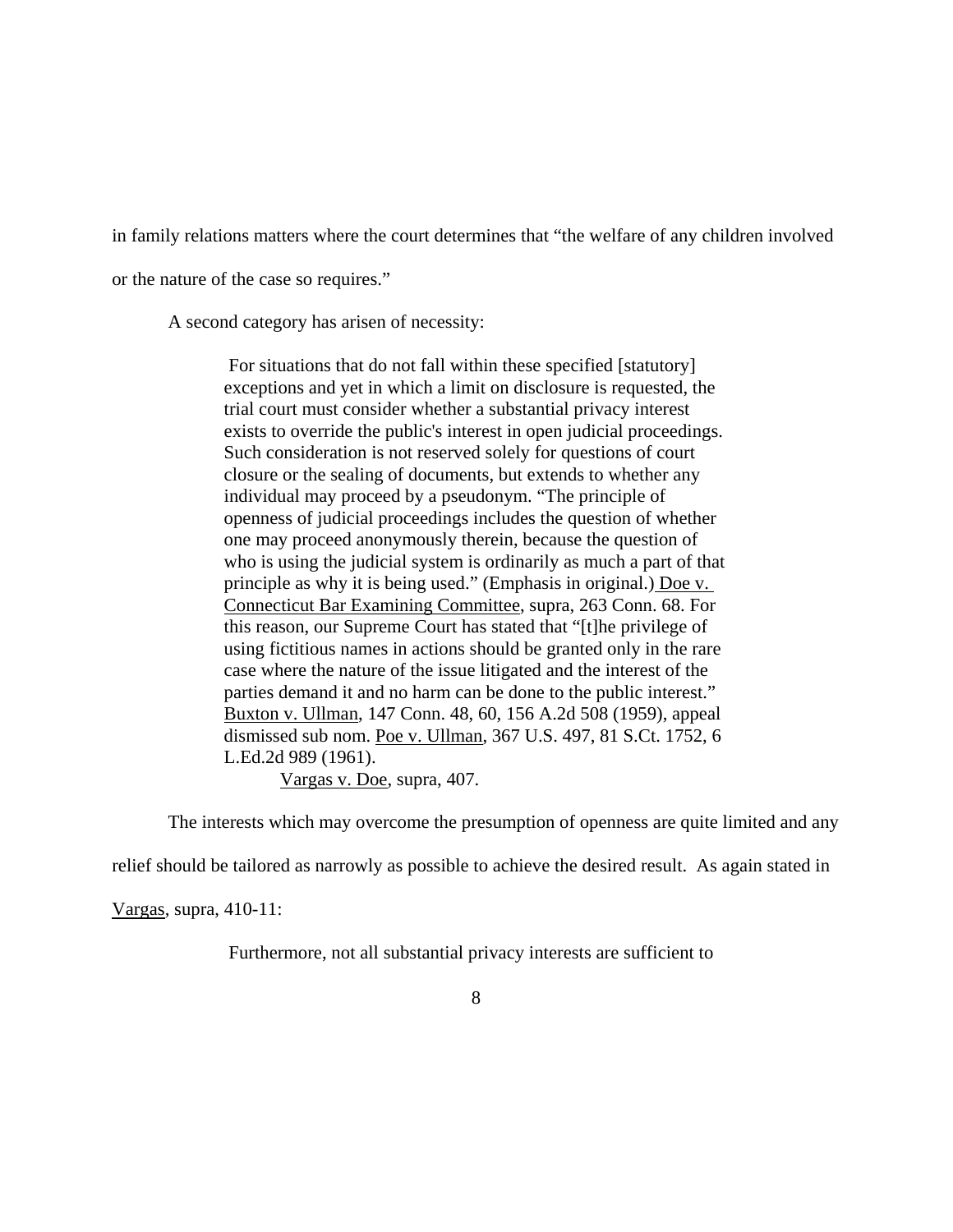in family relations matters where the court determines that "the welfare of any children involved or the nature of the case so requires."

A second category has arisen of necessity:

> For situations that do not fall within these specified [statutory] exceptions and yet in which a limit on disclosure is requested, the trial court must consider whether a substantial privacy interest exists to override the public's interest in open judicial proceedings. Such consideration is not reserved solely for questions of court closure or the sealing of documents, but extends to whether any individual may proceed by a pseudonym. "The principle of openness of judicial proceedings includes the question of whether one may proceed anonymously therein, because the question of who is using the judicial system is ordinarily as much a part of that principle as why it is being used." (Emphasis in original.) <u>Doe v. Connecticut Bar Examining Committee</u>, supra, 263 Conn. 68. For this reason, our Supreme Court has stated that "[t]he privilege of using fictitious names in actions should be granted only in the rare case where the nature of the issue litigated and the interest of the parties demand it and no harm can be done to the public interest." <u>Buxton v. Ullman</u>, 147 Conn. 48, 60, 156 A.2d 508 (1959), appeal dismissed sub nom. <u>Poe v. Ullman</u>, 367 U.S. 497, 81 S.Ct. 1752, 6 L.Ed.2d 989 (1961).
>
> <u>Vargas v. Doe</u>, supra, 407.

The interests which may overcome the presumption of openness are quite limited and any relief should be tailored as narrowly as possible to achieve the desired result. As again stated in <u>Vargas</u>, supra, 410-11:

> Furthermore, not all substantial privacy interests are sufficient to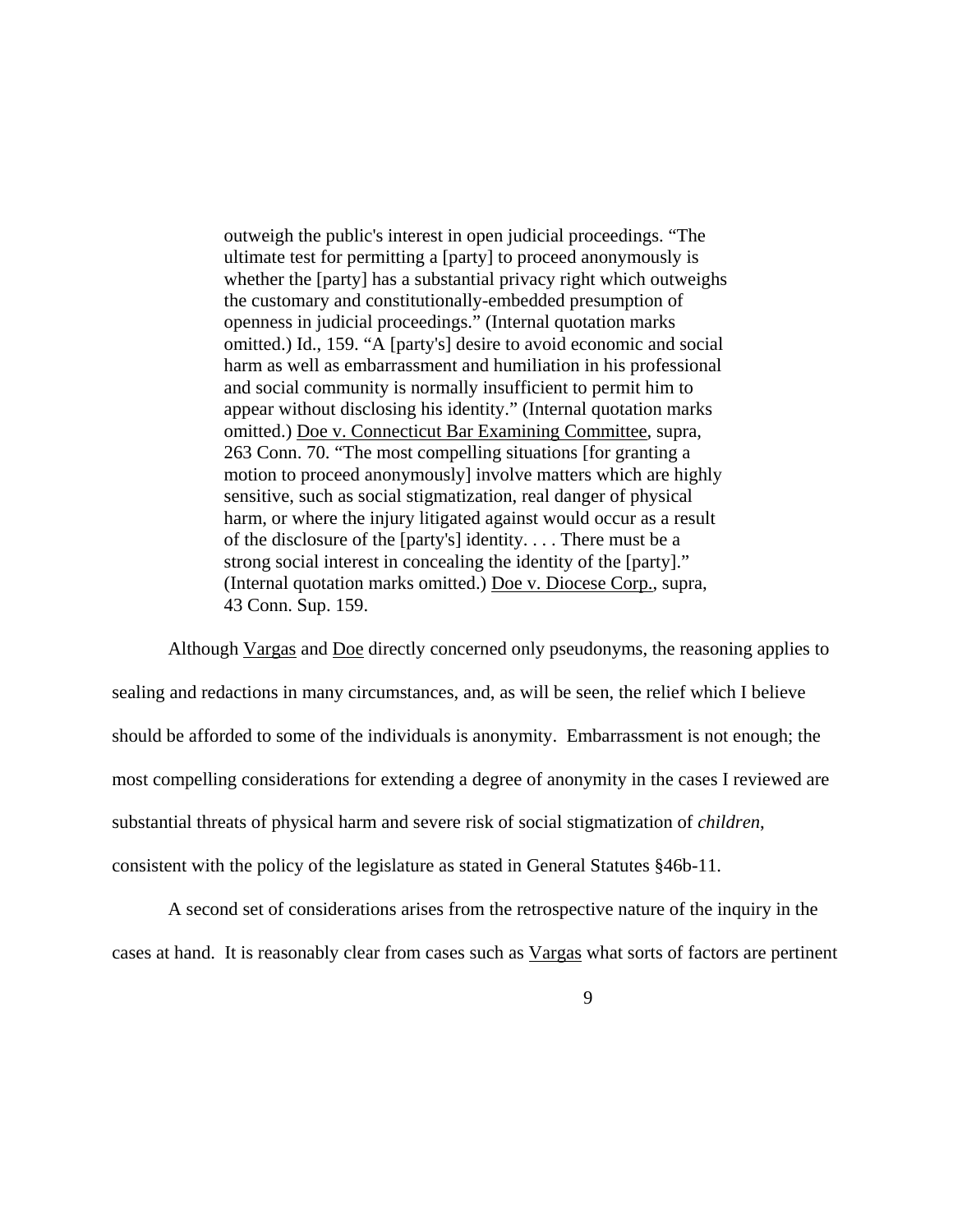> outweigh the public's interest in open judicial proceedings. "The ultimate test for permitting a [party] to proceed anonymously is whether the [party] has a substantial privacy right which outweighs the customary and constitutionally-embedded presumption of openness in judicial proceedings." (Internal quotation marks omitted.) Id., 159. "A [party's] desire to avoid economic and social harm as well as embarrassment and humiliation in his professional and social community is normally insufficient to permit him to appear without disclosing his identity." (Internal quotation marks omitted.) Doe v. Connecticut Bar Examining Committee, supra, 263 Conn. 70. "The most compelling situations [for granting a motion to proceed anonymously] involve matters which are highly sensitive, such as social stigmatization, real danger of physical harm, or where the injury litigated against would occur as a result of the disclosure of the [party's] identity. . . . There must be a strong social interest in concealing the identity of the [party]." (Internal quotation marks omitted.) Doe v. Diocese Corp., supra, 43 Conn. Sup. 159.

Although Vargas and Doe directly concerned only pseudonyms, the reasoning applies to sealing and redactions in many circumstances, and, as will be seen, the relief which I believe should be afforded to some of the individuals is anonymity. Embarrassment is not enough; the most compelling considerations for extending a degree of anonymity in the cases I reviewed are substantial threats of physical harm and severe risk of social stigmatization of *children*, consistent with the policy of the legislature as stated in General Statutes §46b-11.

A second set of considerations arises from the retrospective nature of the inquiry in the cases at hand. It is reasonably clear from cases such as Vargas what sorts of factors are pertinent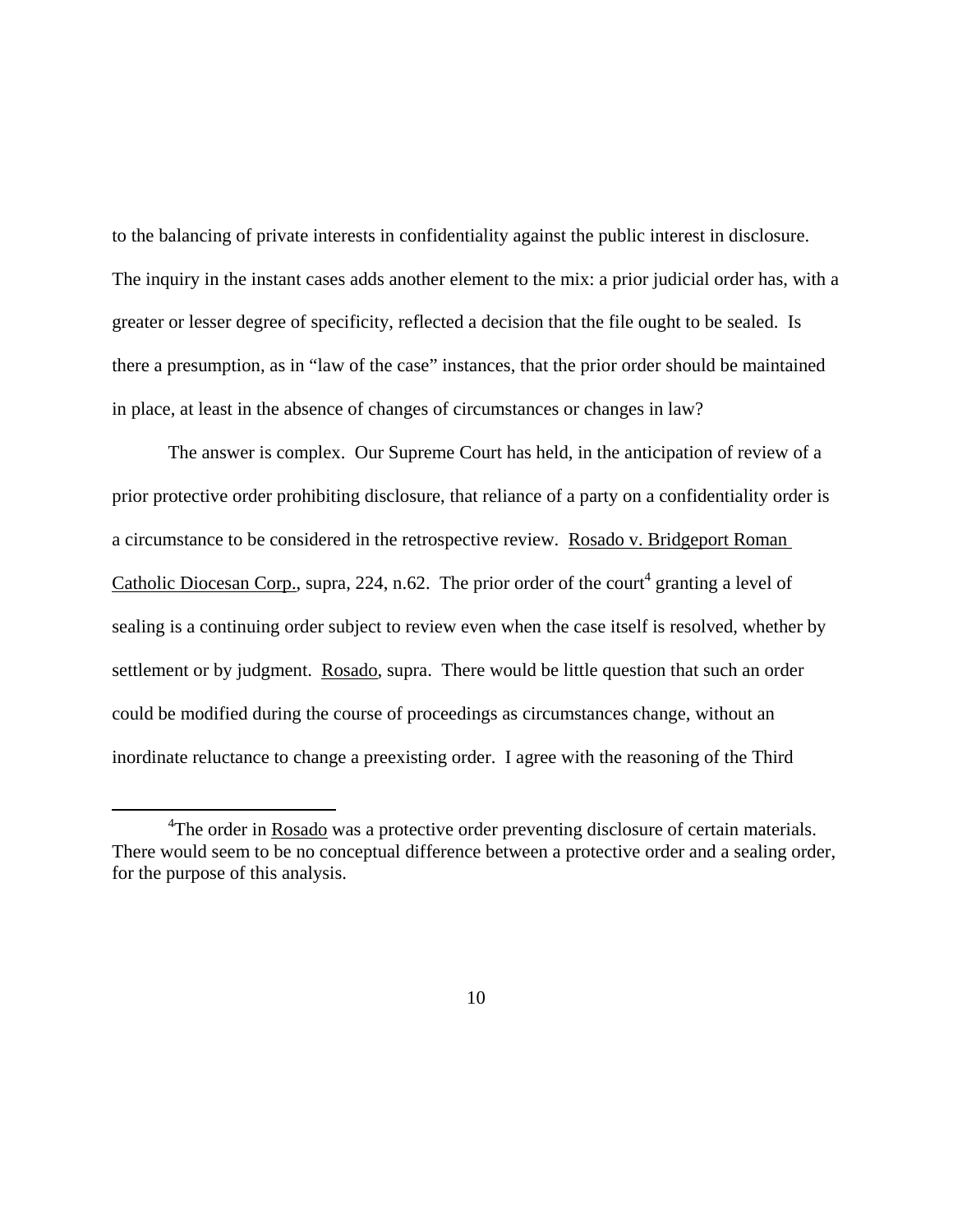to the balancing of private interests in confidentiality against the public interest in disclosure. The inquiry in the instant cases adds another element to the mix: a prior judicial order has, with a greater or lesser degree of specificity, reflected a decision that the file ought to be sealed. Is there a presumption, as in "law of the case" instances, that the prior order should be maintained in place, at least in the absence of changes of circumstances or changes in law?

The answer is complex. Our Supreme Court has held, in the anticipation of review of a prior protective order prohibiting disclosure, that reliance of a party on a confidentiality order is a circumstance to be considered in the retrospective review. Rosado v. Bridgeport Roman Catholic Diocesan Corp., supra, 224, n.62. The prior order of the court[4] granting a level of sealing is a continuing order subject to review even when the case itself is resolved, whether by settlement or by judgment. Rosado, supra. There would be little question that such an order could be modified during the course of proceedings as circumstances change, without an inordinate reluctance to change a preexisting order. I agree with the reasoning of the Third

[4]The order in Rosado was a protective order preventing disclosure of certain materials. There would seem to be no conceptual difference between a protective order and a sealing order, for the purpose of this analysis.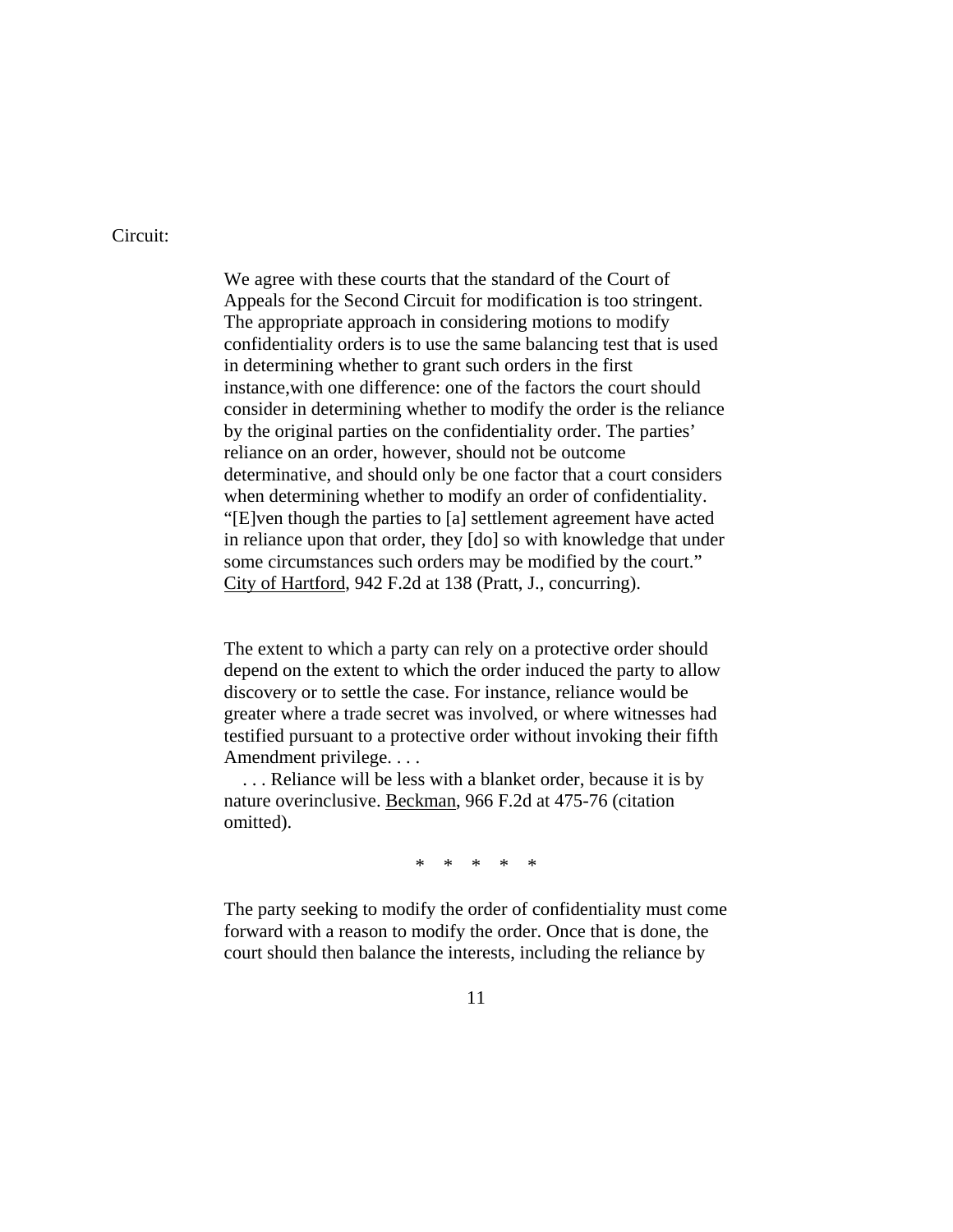Circuit:

> We agree with these courts that the standard of the Court of Appeals for the Second Circuit for modification is too stringent. The appropriate approach in considering motions to modify confidentiality orders is to use the same balancing test that is used in determining whether to grant such orders in the first instance,with one difference: one of the factors the court should consider in determining whether to modify the order is the reliance by the original parties on the confidentiality order. The parties' reliance on an order, however, should not be outcome determinative, and should only be one factor that a court considers when determining whether to modify an order of confidentiality. "[E]ven though the parties to [a] settlement agreement have acted in reliance upon that order, they [do] so with knowledge that under some circumstances such orders may be modified by the court." City of Hartford, 942 F.2d at 138 (Pratt, J., concurring).
>
> The extent to which a party can rely on a protective order should depend on the extent to which the order induced the party to allow discovery or to settle the case. For instance, reliance would be greater where a trade secret was involved, or where witnesses had testified pursuant to a protective order without invoking their fifth Amendment privilege. . . .
>
> . . . Reliance will be less with a blanket order, because it is by nature overinclusive. Beckman, 966 F.2d at 475-76 (citation omitted).
>
> \* \* \* \* \*
>
> The party seeking to modify the order of confidentiality must come forward with a reason to modify the order. Once that is done, the court should then balance the interests, including the reliance by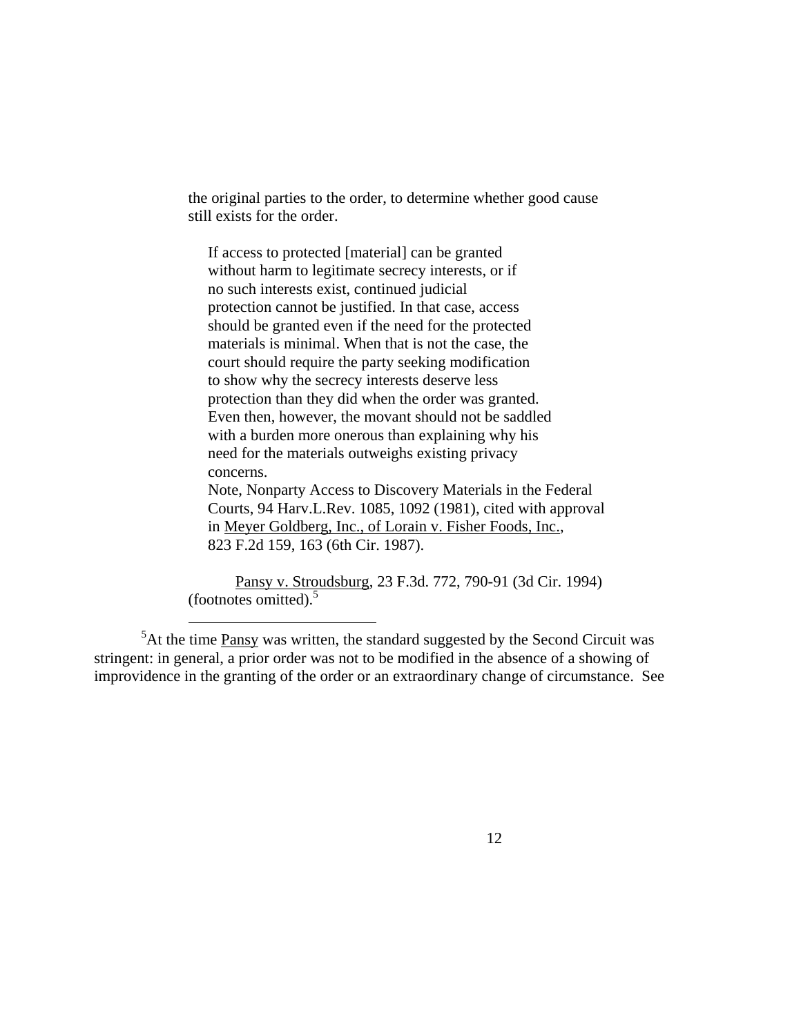the original parties to the order, to determine whether good cause still exists for the order.

> If access to protected [material] can be granted without harm to legitimate secrecy interests, or if no such interests exist, continued judicial protection cannot be justified. In that case, access should be granted even if the need for the protected materials is minimal. When that is not the case, the court should require the party seeking modification to show why the secrecy interests deserve less protection than they did when the order was granted. Even then, however, the movant should not be saddled with a burden more onerous than explaining why his need for the materials outweighs existing privacy concerns.
>
> Note, Nonparty Access to Discovery Materials in the Federal Courts, 94 Harv.L.Rev. 1085, 1092 (1981), cited with approval in Meyer Goldberg, Inc., of Lorain v. Fisher Foods, Inc., 823 F.2d 159, 163 (6th Cir. 1987).

Pansy v. Stroudsburg, 23 F.3d. 772, 790-91 (3d Cir. 1994) (footnotes omitted).[5]

---

[5]At the time Pansy was written, the standard suggested by the Second Circuit was stringent: in general, a prior order was not to be modified in the absence of a showing of improvidence in the granting of the order or an extraordinary change of circumstance. See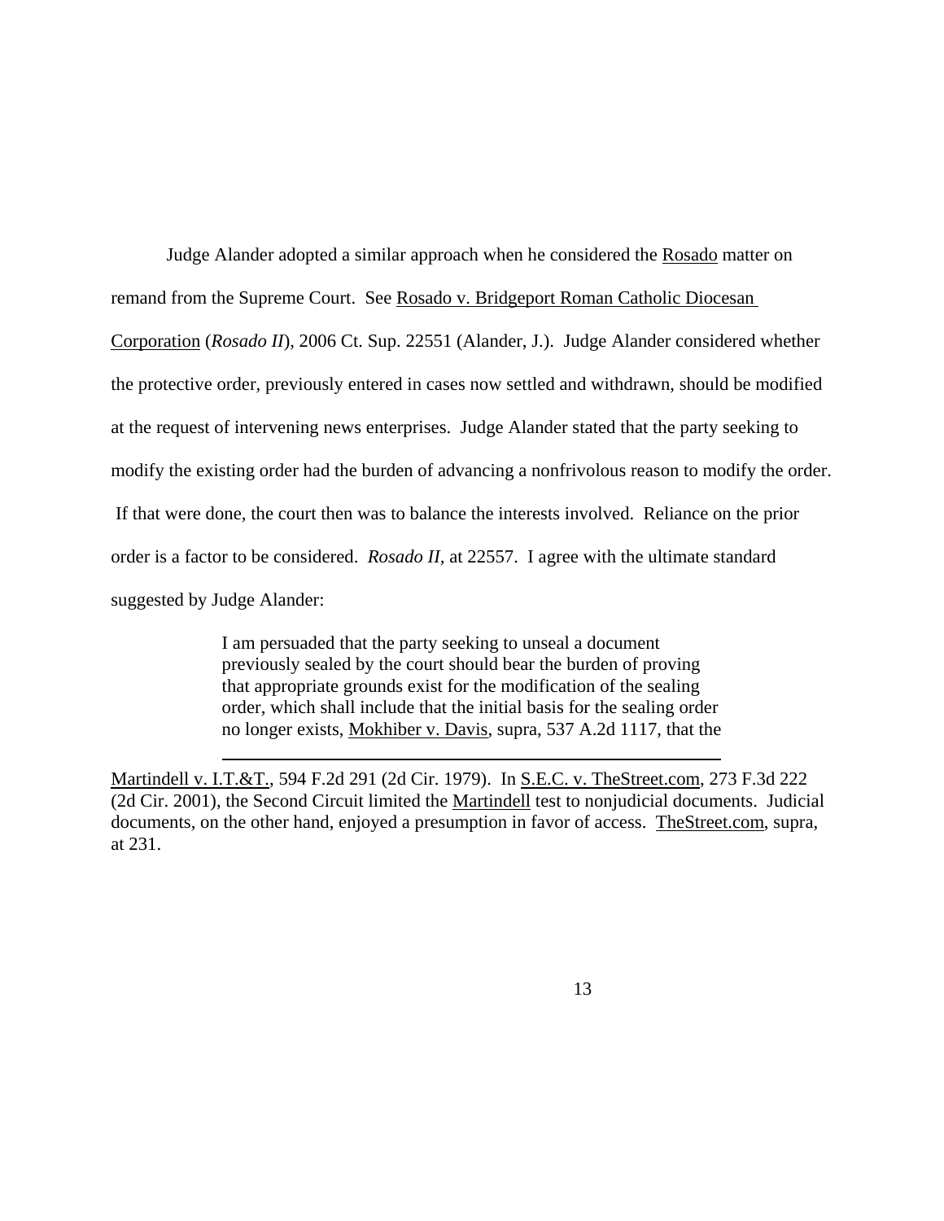Judge Alander adopted a similar approach when he considered the Rosado matter on remand from the Supreme Court. See Rosado v. Bridgeport Roman Catholic Diocesan Corporation (*Rosado II*), 2006 Ct. Sup. 22551 (Alander, J.). Judge Alander considered whether the protective order, previously entered in cases now settled and withdrawn, should be modified at the request of intervening news enterprises. Judge Alander stated that the party seeking to modify the existing order had the burden of advancing a nonfrivolous reason to modify the order. If that were done, the court then was to balance the interests involved. Reliance on the prior order is a factor to be considered. *Rosado II,* at 22557. I agree with the ultimate standard suggested by Judge Alander:

> I am persuaded that the party seeking to unseal a document previously sealed by the court should bear the burden of proving that appropriate grounds exist for the modification of the sealing order, which shall include that the initial basis for the sealing order no longer exists, Mokhiber v. Davis, supra, 537 A.2d 1117, that the

---

Martindell v. I.T.&T., 594 F.2d 291 (2d Cir. 1979). In S.E.C. v. TheStreet.com, 273 F.3d 222 (2d Cir. 2001), the Second Circuit limited the Martindell test to nonjudicial documents. Judicial documents, on the other hand, enjoyed a presumption in favor of access. TheStreet.com, supra, at 231.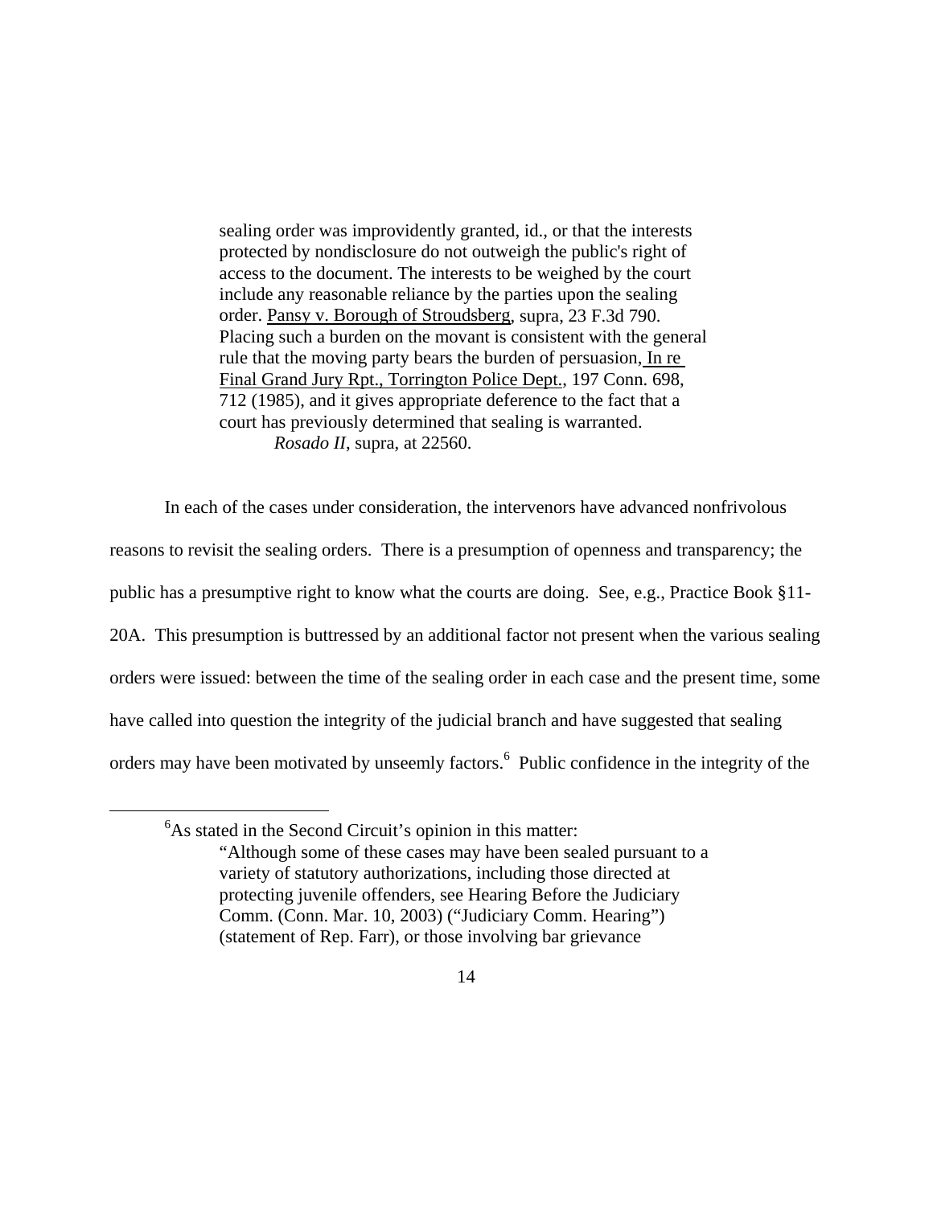> sealing order was improvidently granted, id., or that the interests protected by nondisclosure do not outweigh the public's right of access to the document. The interests to be weighed by the court include any reasonable reliance by the parties upon the sealing order. Pansy v. Borough of Stroudsberg, supra, 23 F.3d 790. Placing such a burden on the movant is consistent with the general rule that the moving party bears the burden of persuasion, In re Final Grand Jury Rpt., Torrington Police Dept., 197 Conn. 698, 712 (1985), and it gives appropriate deference to the fact that a court has previously determined that sealing is warranted.
>
> *Rosado II*, supra, at 22560.

In each of the cases under consideration, the intervenors have advanced nonfrivolous reasons to revisit the sealing orders. There is a presumption of openness and transparency; the public has a presumptive right to know what the courts are doing. See, e.g., Practice Book §11-20A. This presumption is buttressed by an additional factor not present when the various sealing orders were issued: between the time of the sealing order in each case and the present time, some have called into question the integrity of the judicial branch and have suggested that sealing orders may have been motivated by unseemly factors.[6] Public confidence in the integrity of the

---

[6]As stated in the Second Circuit's opinion in this matter:

> "Although some of these cases may have been sealed pursuant to a variety of statutory authorizations, including those directed at protecting juvenile offenders, see Hearing Before the Judiciary Comm. (Conn. Mar. 10, 2003) ("Judiciary Comm. Hearing") (statement of Rep. Farr), or those involving bar grievance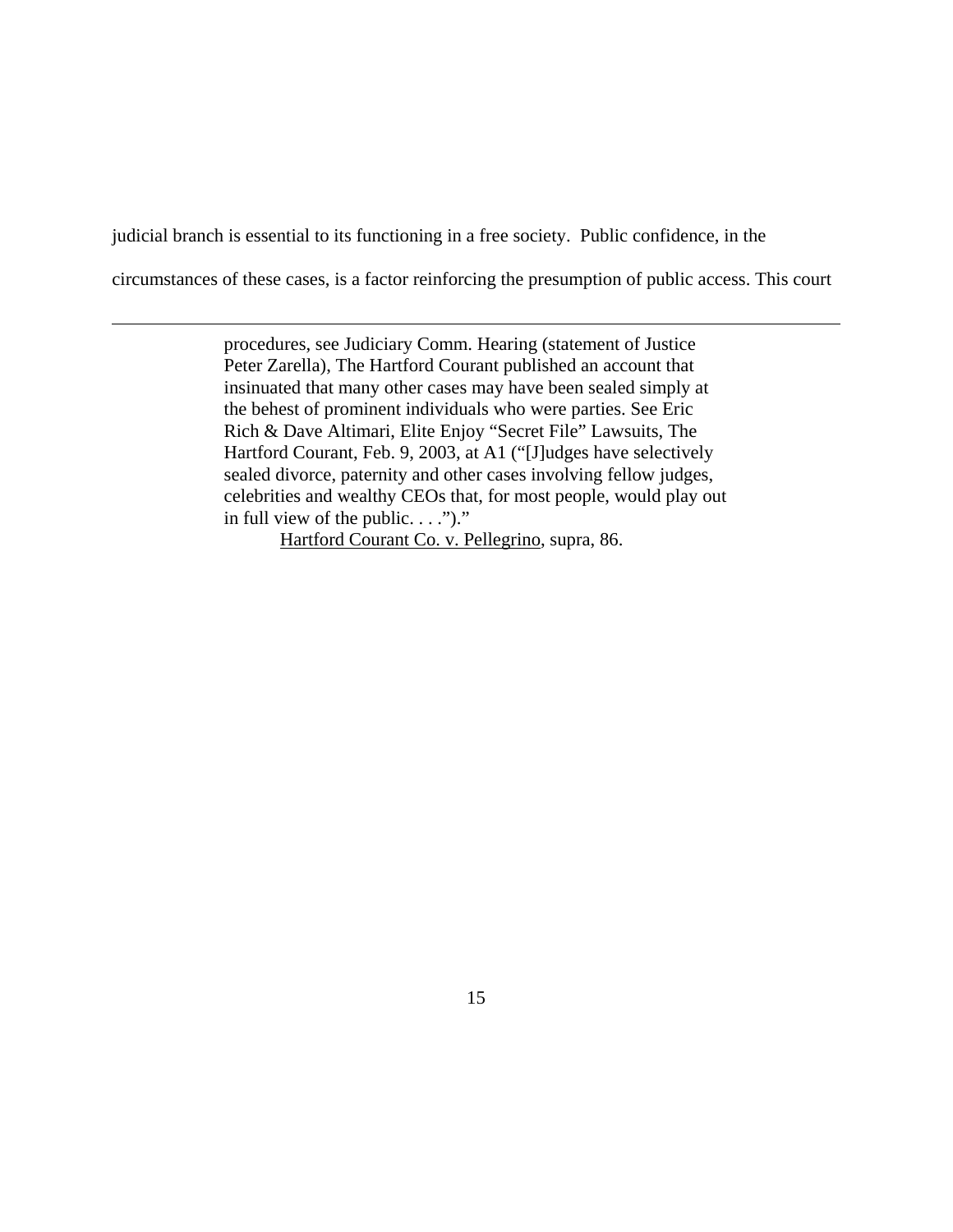judicial branch is essential to its functioning in a free society. Public confidence, in the circumstances of these cases, is a factor reinforcing the presumption of public access. This court

---

> procedures, see Judiciary Comm. Hearing (statement of Justice Peter Zarella), The Hartford Courant published an account that insinuated that many other cases may have been sealed simply at the behest of prominent individuals who were parties. See Eric Rich & Dave Altimari, Elite Enjoy "Secret File" Lawsuits, The Hartford Courant, Feb. 9, 2003, at A1 ("[J]udges have selectively sealed divorce, paternity and other cases involving fellow judges, celebrities and wealthy CEOs that, for most people, would play out in full view of the public. . . .")."
>
> Hartford Courant Co. v. Pellegrino, supra, 86.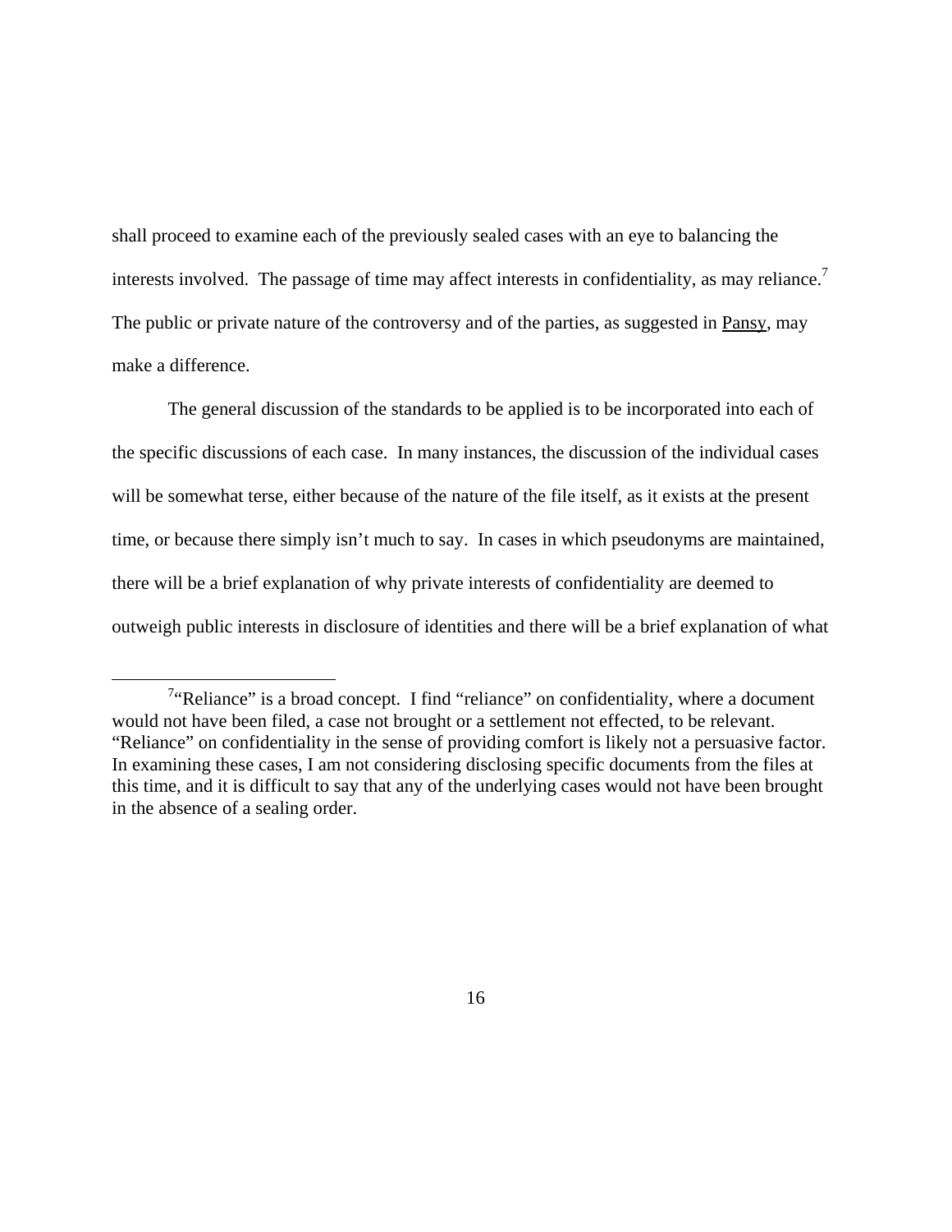shall proceed to examine each of the previously sealed cases with an eye to balancing the interests involved. The passage of time may affect interests in confidentiality, as may reliance.[7] The public or private nature of the controversy and of the parties, as suggested in Pansy, may make a difference.

The general discussion of the standards to be applied is to be incorporated into each of the specific discussions of each case. In many instances, the discussion of the individual cases will be somewhat terse, either because of the nature of the file itself, as it exists at the present time, or because there simply isn't much to say. In cases in which pseudonyms are maintained, there will be a brief explanation of why private interests of confidentiality are deemed to outweigh public interests in disclosure of identities and there will be a brief explanation of what

---

[7] "Reliance" is a broad concept. I find "reliance" on confidentiality, where a document would not have been filed, a case not brought or a settlement not effected, to be relevant. "Reliance" on confidentiality in the sense of providing comfort is likely not a persuasive factor. In examining these cases, I am not considering disclosing specific documents from the files at this time, and it is difficult to say that any of the underlying cases would not have been brought in the absence of a sealing order.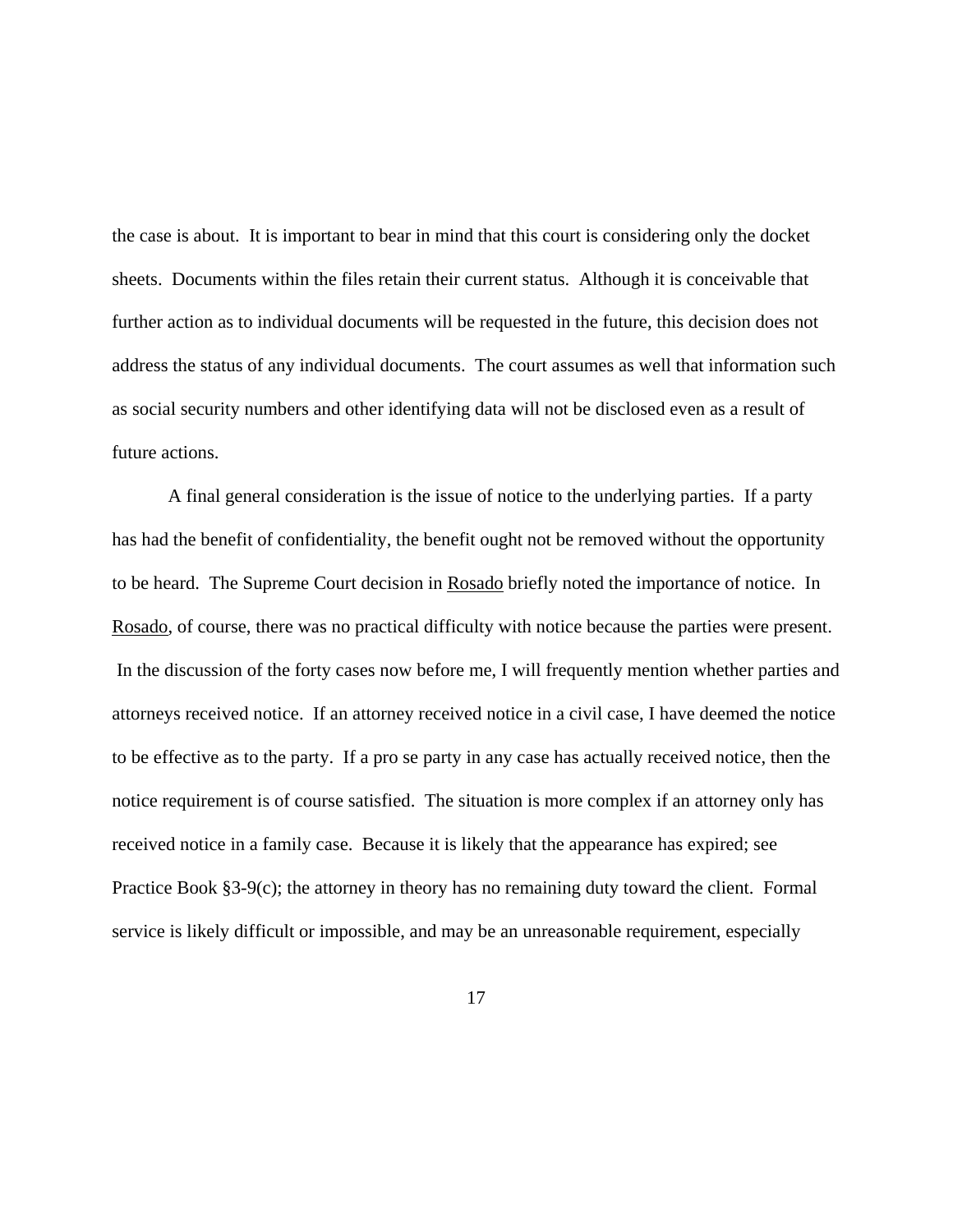the case is about. It is important to bear in mind that this court is considering only the docket sheets. Documents within the files retain their current status. Although it is conceivable that further action as to individual documents will be requested in the future, this decision does not address the status of any individual documents. The court assumes as well that information such as social security numbers and other identifying data will not be disclosed even as a result of future actions.

A final general consideration is the issue of notice to the underlying parties. If a party has had the benefit of confidentiality, the benefit ought not be removed without the opportunity to be heard. The Supreme Court decision in Rosado briefly noted the importance of notice. In Rosado, of course, there was no practical difficulty with notice because the parties were present. In the discussion of the forty cases now before me, I will frequently mention whether parties and attorneys received notice. If an attorney received notice in a civil case, I have deemed the notice to be effective as to the party. If a pro se party in any case has actually received notice, then the notice requirement is of course satisfied. The situation is more complex if an attorney only has received notice in a family case. Because it is likely that the appearance has expired; see Practice Book §3-9(c); the attorney in theory has no remaining duty toward the client. Formal service is likely difficult or impossible, and may be an unreasonable requirement, especially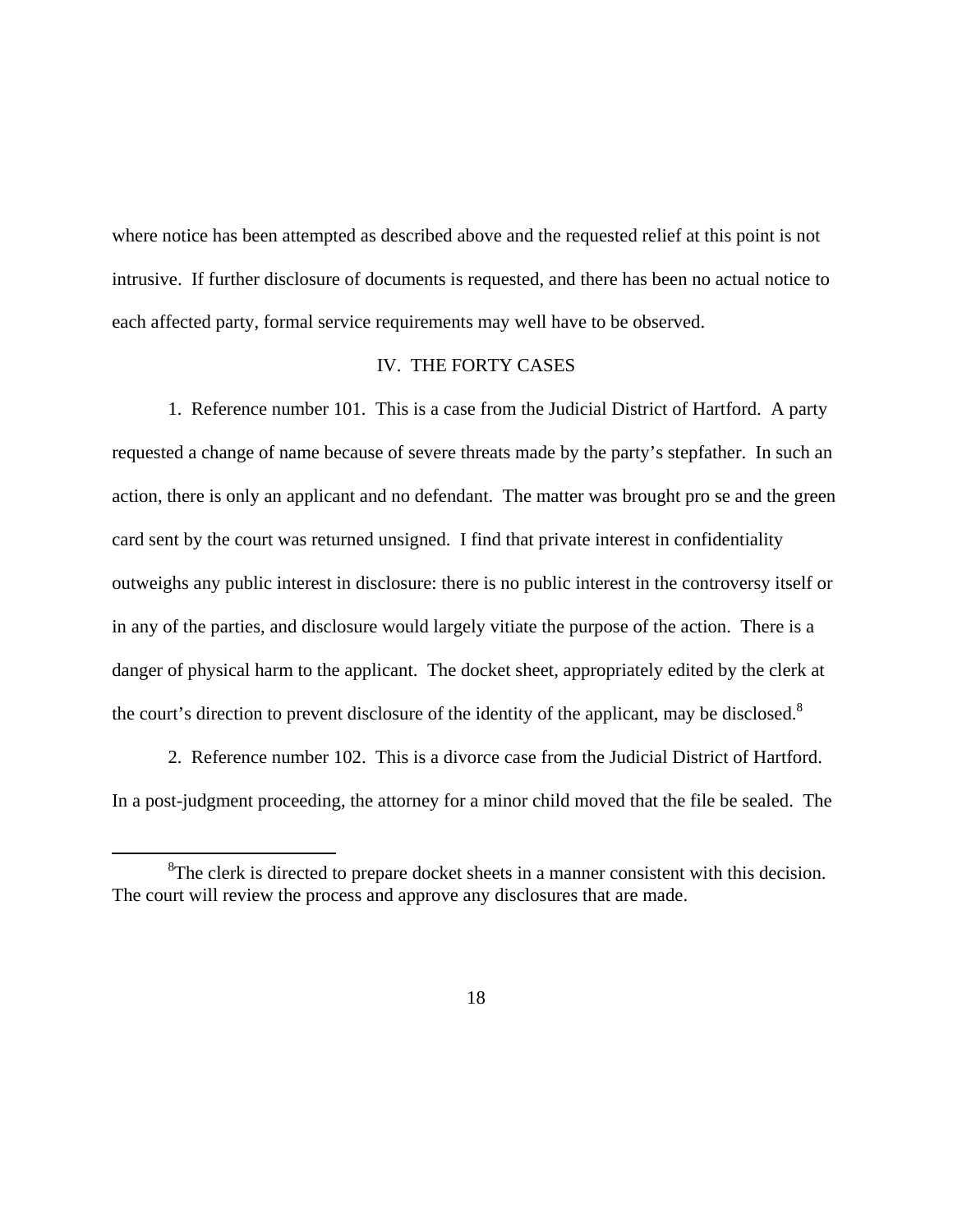where notice has been attempted as described above and the requested relief at this point is not intrusive. If further disclosure of documents is requested, and there has been no actual notice to each affected party, formal service requirements may well have to be observed.

## IV. THE FORTY CASES

1. Reference number 101. This is a case from the Judicial District of Hartford. A party requested a change of name because of severe threats made by the party's stepfather. In such an action, there is only an applicant and no defendant. The matter was brought pro se and the green card sent by the court was returned unsigned. I find that private interest in confidentiality outweighs any public interest in disclosure: there is no public interest in the controversy itself or in any of the parties, and disclosure would largely vitiate the purpose of the action. There is a danger of physical harm to the applicant. The docket sheet, appropriately edited by the clerk at the court's direction to prevent disclosure of the identity of the applicant, may be disclosed.[8]

2. Reference number 102. This is a divorce case from the Judicial District of Hartford. In a post-judgment proceeding, the attorney for a minor child moved that the file be sealed. The

[8] The clerk is directed to prepare docket sheets in a manner consistent with this decision. The court will review the process and approve any disclosures that are made.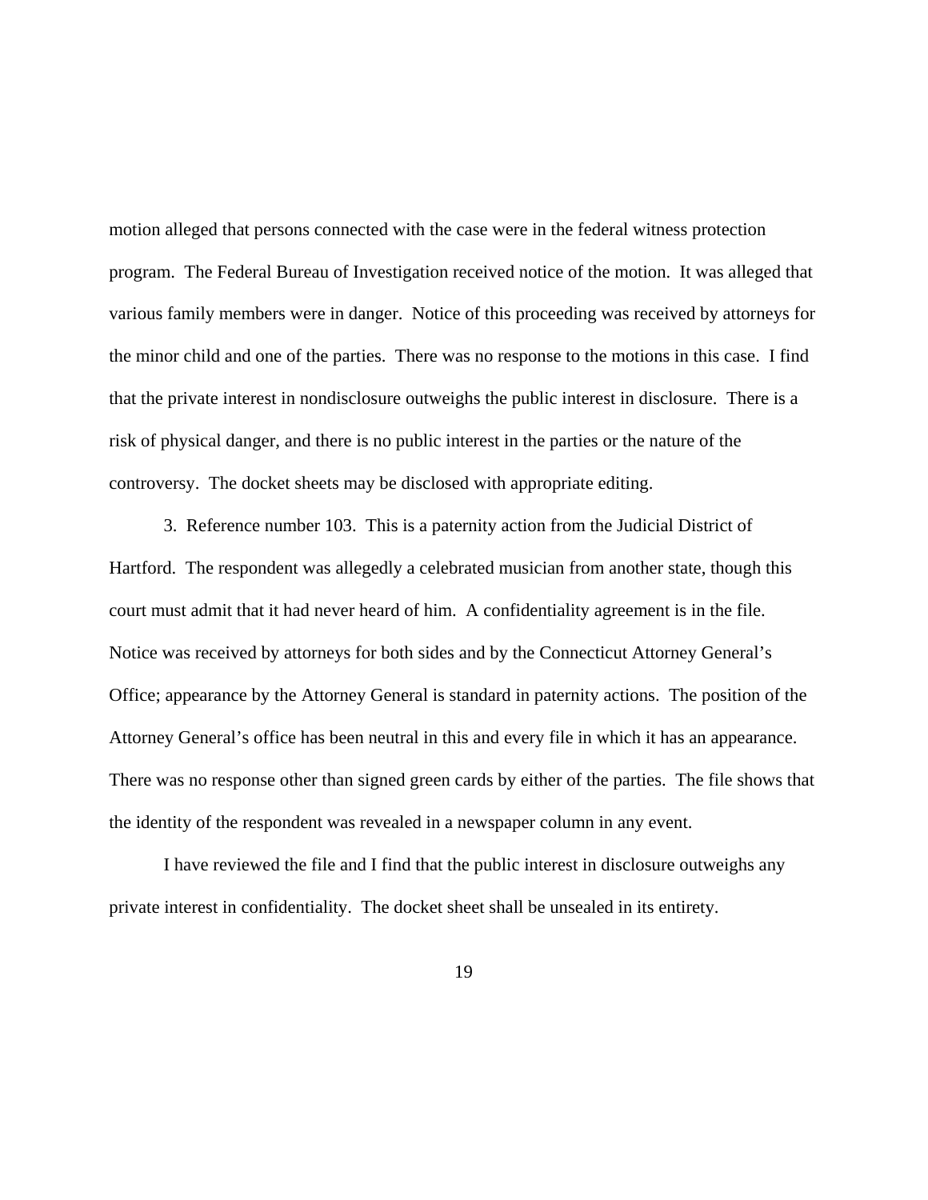motion alleged that persons connected with the case were in the federal witness protection program. The Federal Bureau of Investigation received notice of the motion. It was alleged that various family members were in danger. Notice of this proceeding was received by attorneys for the minor child and one of the parties. There was no response to the motions in this case. I find that the private interest in nondisclosure outweighs the public interest in disclosure. There is a risk of physical danger, and there is no public interest in the parties or the nature of the controversy. The docket sheets may be disclosed with appropriate editing.

3. Reference number 103. This is a paternity action from the Judicial District of Hartford. The respondent was allegedly a celebrated musician from another state, though this court must admit that it had never heard of him. A confidentiality agreement is in the file. Notice was received by attorneys for both sides and by the Connecticut Attorney General's Office; appearance by the Attorney General is standard in paternity actions. The position of the Attorney General's office has been neutral in this and every file in which it has an appearance. There was no response other than signed green cards by either of the parties. The file shows that the identity of the respondent was revealed in a newspaper column in any event.

I have reviewed the file and I find that the public interest in disclosure outweighs any private interest in confidentiality. The docket sheet shall be unsealed in its entirety.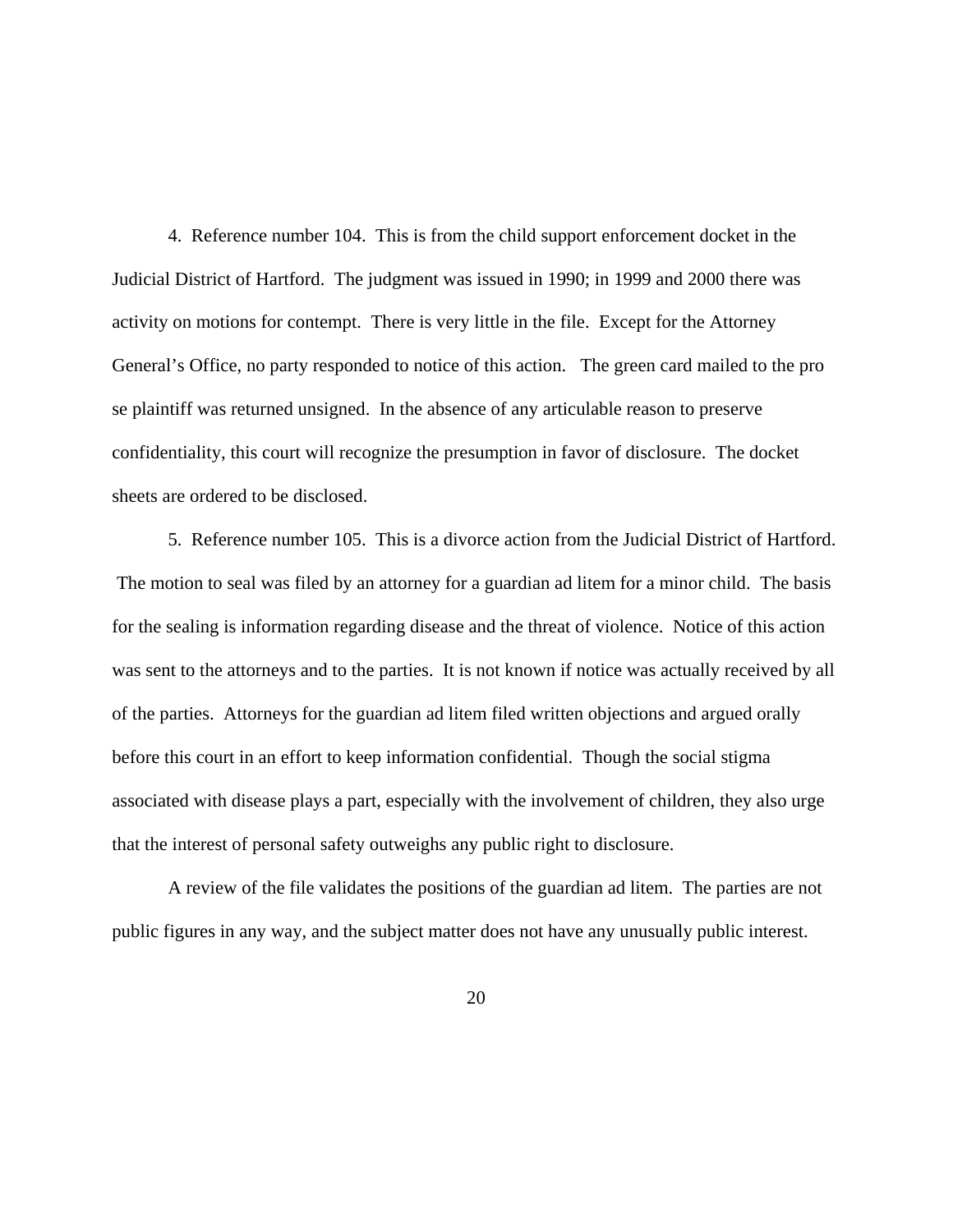4. Reference number 104. This is from the child support enforcement docket in the Judicial District of Hartford. The judgment was issued in 1990; in 1999 and 2000 there was activity on motions for contempt. There is very little in the file. Except for the Attorney General's Office, no party responded to notice of this action. The green card mailed to the pro se plaintiff was returned unsigned. In the absence of any articulable reason to preserve confidentiality, this court will recognize the presumption in favor of disclosure. The docket sheets are ordered to be disclosed.

5. Reference number 105. This is a divorce action from the Judicial District of Hartford. The motion to seal was filed by an attorney for a guardian ad litem for a minor child. The basis for the sealing is information regarding disease and the threat of violence. Notice of this action was sent to the attorneys and to the parties. It is not known if notice was actually received by all of the parties. Attorneys for the guardian ad litem filed written objections and argued orally before this court in an effort to keep information confidential. Though the social stigma associated with disease plays a part, especially with the involvement of children, they also urge that the interest of personal safety outweighs any public right to disclosure.

A review of the file validates the positions of the guardian ad litem. The parties are not public figures in any way, and the subject matter does not have any unusually public interest.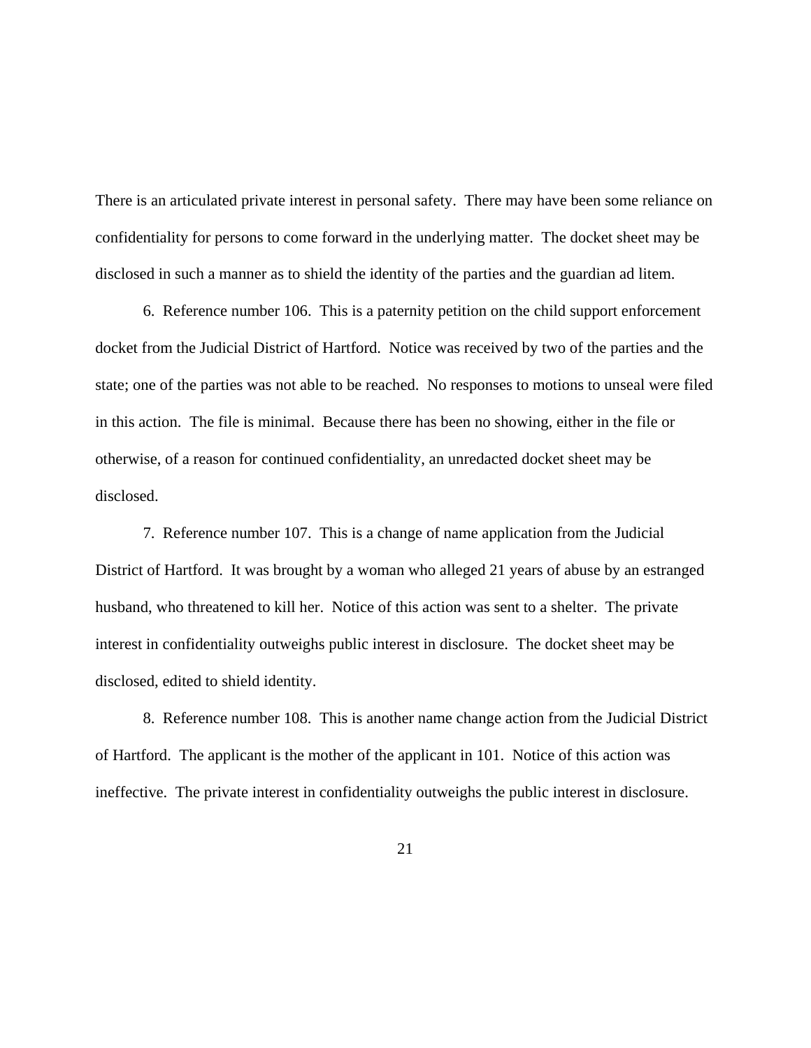There is an articulated private interest in personal safety. There may have been some reliance on confidentiality for persons to come forward in the underlying matter. The docket sheet may be disclosed in such a manner as to shield the identity of the parties and the guardian ad litem.

6. Reference number 106. This is a paternity petition on the child support enforcement docket from the Judicial District of Hartford. Notice was received by two of the parties and the state; one of the parties was not able to be reached. No responses to motions to unseal were filed in this action. The file is minimal. Because there has been no showing, either in the file or otherwise, of a reason for continued confidentiality, an unredacted docket sheet may be disclosed.

7. Reference number 107. This is a change of name application from the Judicial District of Hartford. It was brought by a woman who alleged 21 years of abuse by an estranged husband, who threatened to kill her. Notice of this action was sent to a shelter. The private interest in confidentiality outweighs public interest in disclosure. The docket sheet may be disclosed, edited to shield identity.

8. Reference number 108. This is another name change action from the Judicial District of Hartford. The applicant is the mother of the applicant in 101. Notice of this action was ineffective. The private interest in confidentiality outweighs the public interest in disclosure.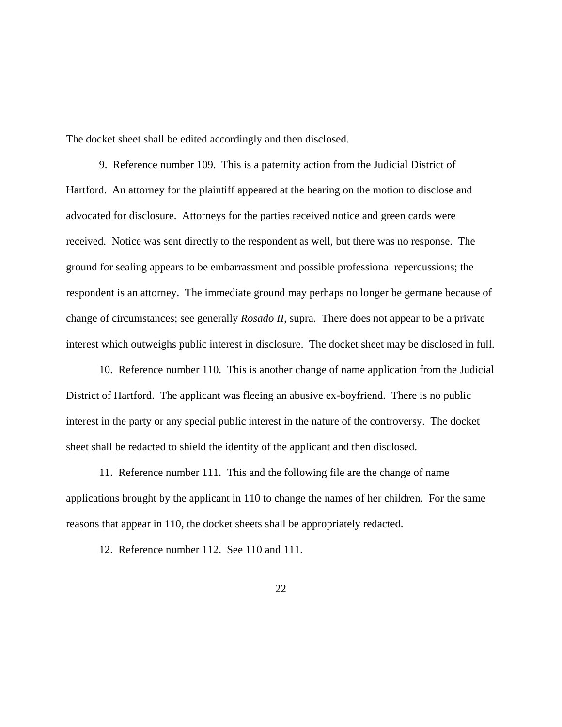The docket sheet shall be edited accordingly and then disclosed.

9. Reference number 109. This is a paternity action from the Judicial District of Hartford. An attorney for the plaintiff appeared at the hearing on the motion to disclose and advocated for disclosure. Attorneys for the parties received notice and green cards were received. Notice was sent directly to the respondent as well, but there was no response. The ground for sealing appears to be embarrassment and possible professional repercussions; the respondent is an attorney. The immediate ground may perhaps no longer be germane because of change of circumstances; see generally *Rosado II*, supra. There does not appear to be a private interest which outweighs public interest in disclosure. The docket sheet may be disclosed in full.

10. Reference number 110. This is another change of name application from the Judicial District of Hartford. The applicant was fleeing an abusive ex-boyfriend. There is no public interest in the party or any special public interest in the nature of the controversy. The docket sheet shall be redacted to shield the identity of the applicant and then disclosed.

11. Reference number 111. This and the following file are the change of name applications brought by the applicant in 110 to change the names of her children. For the same reasons that appear in 110, the docket sheets shall be appropriately redacted.

12. Reference number 112. See 110 and 111.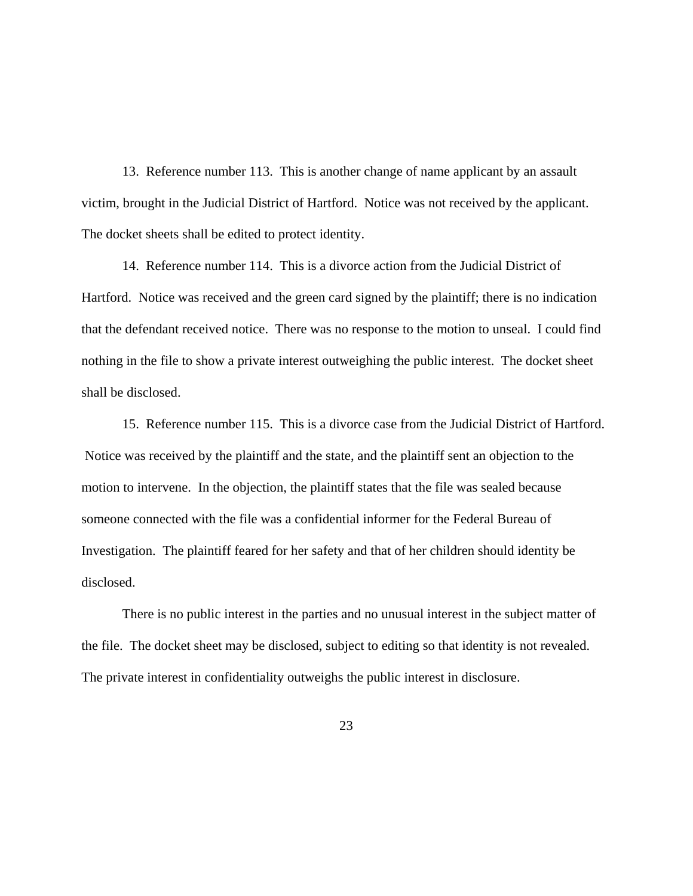13. Reference number 113. This is another change of name applicant by an assault victim, brought in the Judicial District of Hartford. Notice was not received by the applicant. The docket sheets shall be edited to protect identity.

14. Reference number 114. This is a divorce action from the Judicial District of Hartford. Notice was received and the green card signed by the plaintiff; there is no indication that the defendant received notice. There was no response to the motion to unseal. I could find nothing in the file to show a private interest outweighing the public interest. The docket sheet shall be disclosed.

15. Reference number 115. This is a divorce case from the Judicial District of Hartford. Notice was received by the plaintiff and the state, and the plaintiff sent an objection to the motion to intervene. In the objection, the plaintiff states that the file was sealed because someone connected with the file was a confidential informer for the Federal Bureau of Investigation. The plaintiff feared for her safety and that of her children should identity be disclosed.

There is no public interest in the parties and no unusual interest in the subject matter of the file. The docket sheet may be disclosed, subject to editing so that identity is not revealed. The private interest in confidentiality outweighs the public interest in disclosure.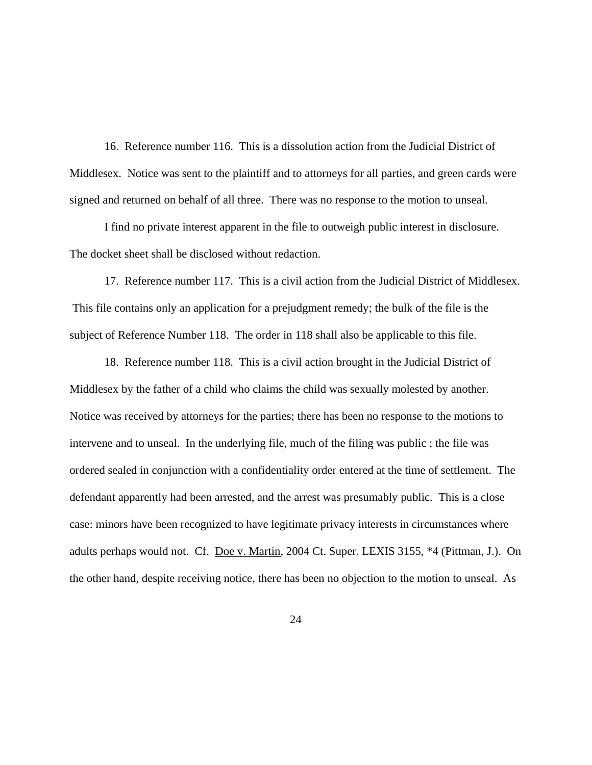16. Reference number 116. This is a dissolution action from the Judicial District of Middlesex. Notice was sent to the plaintiff and to attorneys for all parties, and green cards were signed and returned on behalf of all three. There was no response to the motion to unseal.

I find no private interest apparent in the file to outweigh public interest in disclosure. The docket sheet shall be disclosed without redaction.

17. Reference number 117. This is a civil action from the Judicial District of Middlesex. This file contains only an application for a prejudgment remedy; the bulk of the file is the subject of Reference Number 118. The order in 118 shall also be applicable to this file.

18. Reference number 118. This is a civil action brought in the Judicial District of Middlesex by the father of a child who claims the child was sexually molested by another. Notice was received by attorneys for the parties; there has been no response to the motions to intervene and to unseal. In the underlying file, much of the filing was public ; the file was ordered sealed in conjunction with a confidentiality order entered at the time of settlement. The defendant apparently had been arrested, and the arrest was presumably public. This is a close case: minors have been recognized to have legitimate privacy interests in circumstances where adults perhaps would not. Cf. Doe v. Martin, 2004 Ct. Super. LEXIS 3155, *4 (Pittman, J.). On the other hand, despite receiving notice, there has been no objection to the motion to unseal. As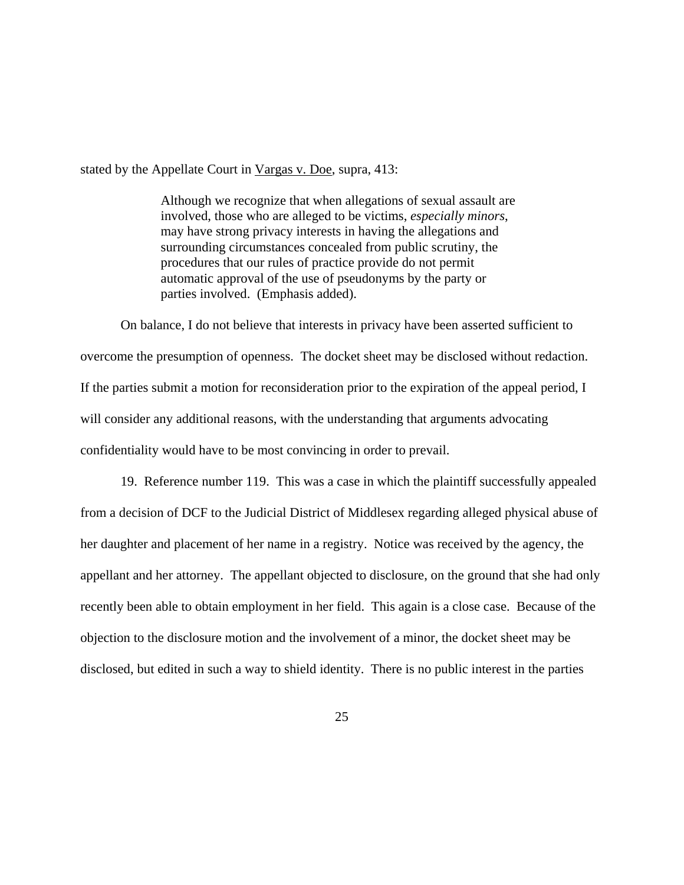stated by the Appellate Court in Vargas v. Doe, supra, 413:

> Although we recognize that when allegations of sexual assault are involved, those who are alleged to be victims, *especially minors*, may have strong privacy interests in having the allegations and surrounding circumstances concealed from public scrutiny, the procedures that our rules of practice provide do not permit automatic approval of the use of pseudonyms by the party or parties involved. (Emphasis added).

On balance, I do not believe that interests in privacy have been asserted sufficient to overcome the presumption of openness. The docket sheet may be disclosed without redaction. If the parties submit a motion for reconsideration prior to the expiration of the appeal period, I will consider any additional reasons, with the understanding that arguments advocating confidentiality would have to be most convincing in order to prevail.

19. Reference number 119. This was a case in which the plaintiff successfully appealed from a decision of DCF to the Judicial District of Middlesex regarding alleged physical abuse of her daughter and placement of her name in a registry. Notice was received by the agency, the appellant and her attorney. The appellant objected to disclosure, on the ground that she had only recently been able to obtain employment in her field. This again is a close case. Because of the objection to the disclosure motion and the involvement of a minor, the docket sheet may be disclosed, but edited in such a way to shield identity. There is no public interest in the parties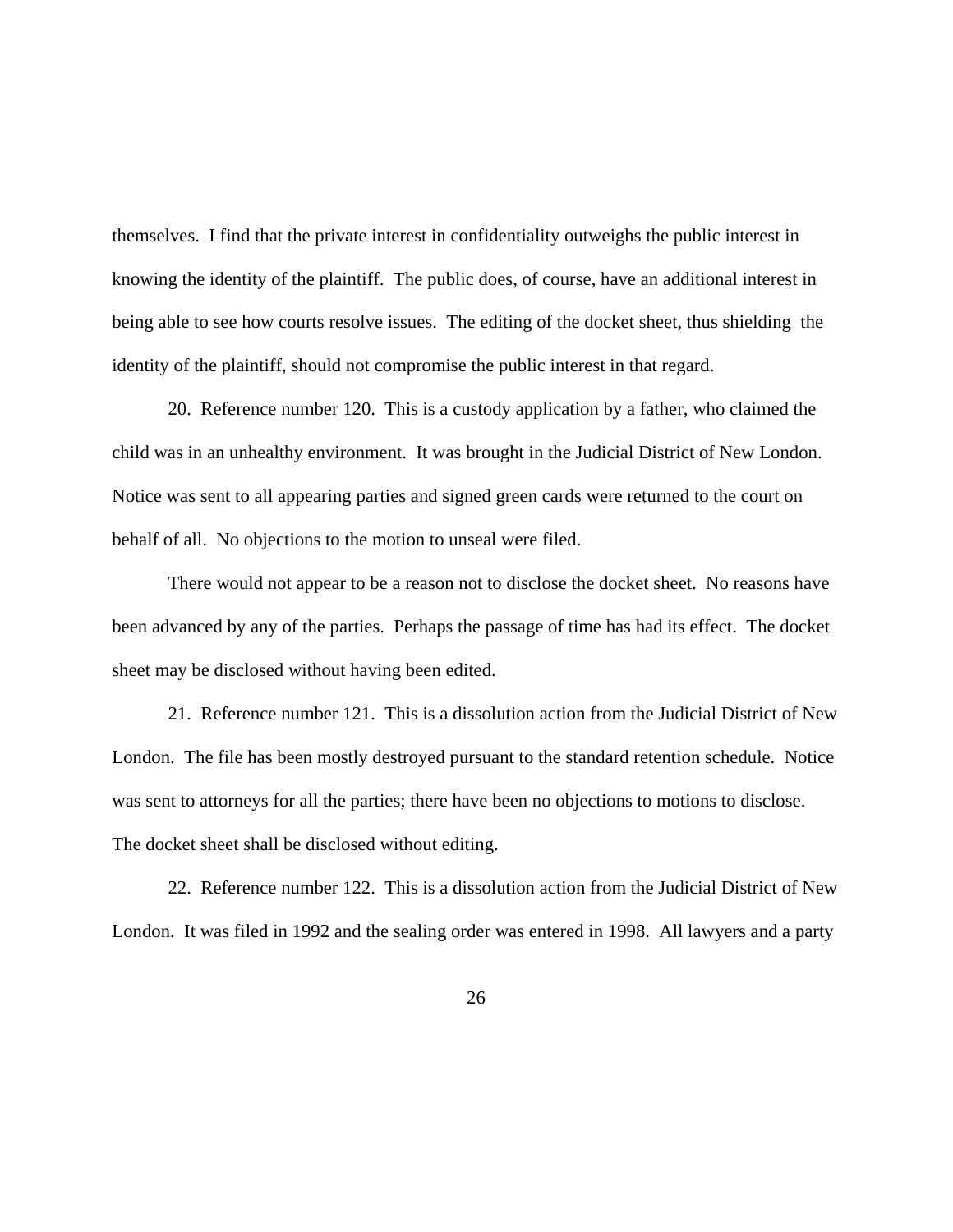themselves. I find that the private interest in confidentiality outweighs the public interest in knowing the identity of the plaintiff. The public does, of course, have an additional interest in being able to see how courts resolve issues. The editing of the docket sheet, thus shielding the identity of the plaintiff, should not compromise the public interest in that regard.

20. Reference number 120. This is a custody application by a father, who claimed the child was in an unhealthy environment. It was brought in the Judicial District of New London. Notice was sent to all appearing parties and signed green cards were returned to the court on behalf of all. No objections to the motion to unseal were filed.

There would not appear to be a reason not to disclose the docket sheet. No reasons have been advanced by any of the parties. Perhaps the passage of time has had its effect. The docket sheet may be disclosed without having been edited.

21. Reference number 121. This is a dissolution action from the Judicial District of New London. The file has been mostly destroyed pursuant to the standard retention schedule. Notice was sent to attorneys for all the parties; there have been no objections to motions to disclose. The docket sheet shall be disclosed without editing.

22. Reference number 122. This is a dissolution action from the Judicial District of New London. It was filed in 1992 and the sealing order was entered in 1998. All lawyers and a party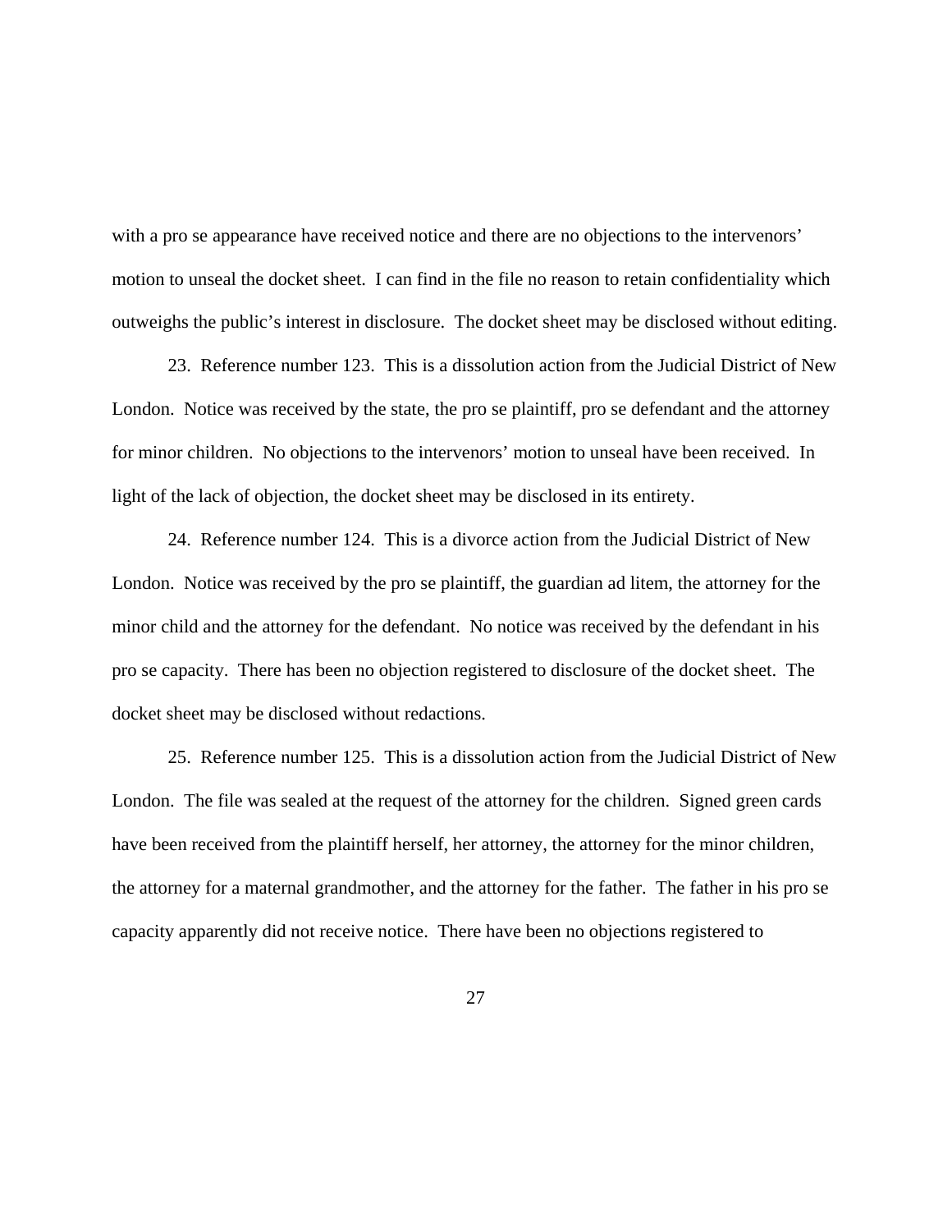with a pro se appearance have received notice and there are no objections to the intervenors' motion to unseal the docket sheet. I can find in the file no reason to retain confidentiality which outweighs the public's interest in disclosure. The docket sheet may be disclosed without editing.

23. Reference number 123. This is a dissolution action from the Judicial District of New London. Notice was received by the state, the pro se plaintiff, pro se defendant and the attorney for minor children. No objections to the intervenors' motion to unseal have been received. In light of the lack of objection, the docket sheet may be disclosed in its entirety.

24. Reference number 124. This is a divorce action from the Judicial District of New London. Notice was received by the pro se plaintiff, the guardian ad litem, the attorney for the minor child and the attorney for the defendant. No notice was received by the defendant in his pro se capacity. There has been no objection registered to disclosure of the docket sheet. The docket sheet may be disclosed without redactions.

25. Reference number 125. This is a dissolution action from the Judicial District of New London. The file was sealed at the request of the attorney for the children. Signed green cards have been received from the plaintiff herself, her attorney, the attorney for the minor children, the attorney for a maternal grandmother, and the attorney for the father. The father in his pro se capacity apparently did not receive notice. There have been no objections registered to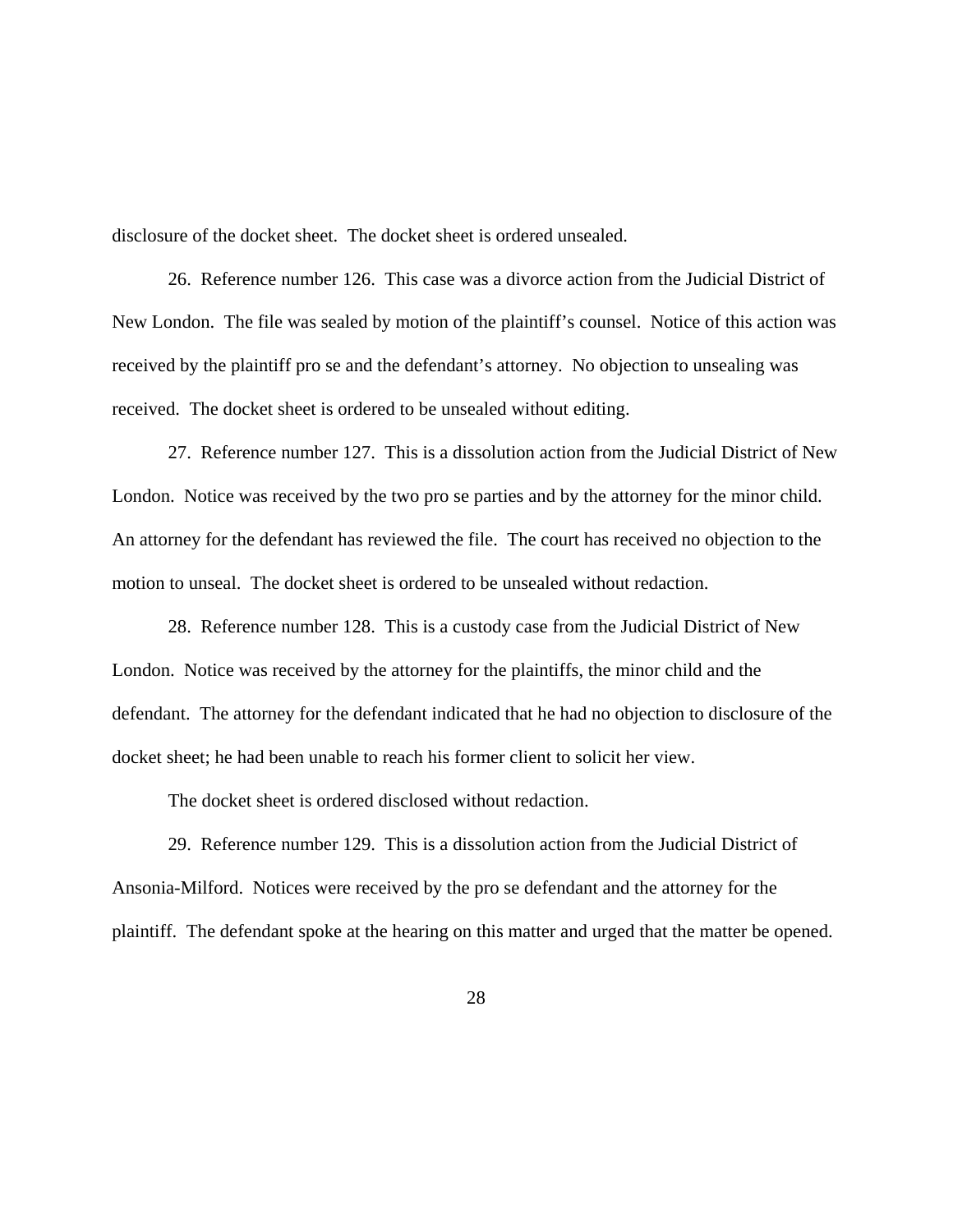disclosure of the docket sheet. The docket sheet is ordered unsealed.

26. Reference number 126. This case was a divorce action from the Judicial District of New London. The file was sealed by motion of the plaintiff's counsel. Notice of this action was received by the plaintiff pro se and the defendant's attorney. No objection to unsealing was received. The docket sheet is ordered to be unsealed without editing.

27. Reference number 127. This is a dissolution action from the Judicial District of New London. Notice was received by the two pro se parties and by the attorney for the minor child. An attorney for the defendant has reviewed the file. The court has received no objection to the motion to unseal. The docket sheet is ordered to be unsealed without redaction.

28. Reference number 128. This is a custody case from the Judicial District of New London. Notice was received by the attorney for the plaintiffs, the minor child and the defendant. The attorney for the defendant indicated that he had no objection to disclosure of the docket sheet; he had been unable to reach his former client to solicit her view.

The docket sheet is ordered disclosed without redaction.

29. Reference number 129. This is a dissolution action from the Judicial District of Ansonia-Milford. Notices were received by the pro se defendant and the attorney for the plaintiff. The defendant spoke at the hearing on this matter and urged that the matter be opened.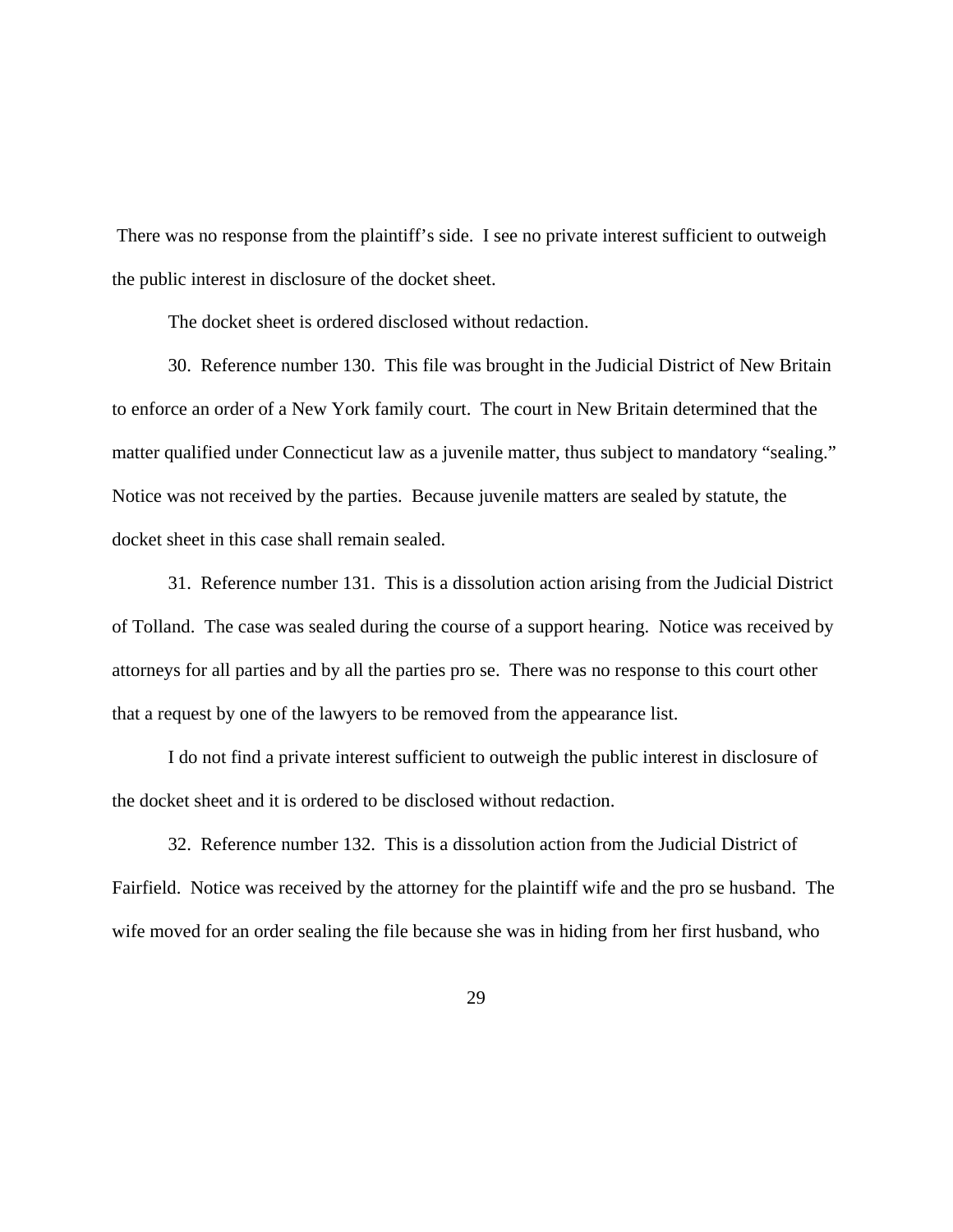There was no response from the plaintiff's side. I see no private interest sufficient to outweigh the public interest in disclosure of the docket sheet.

The docket sheet is ordered disclosed without redaction.

30. Reference number 130. This file was brought in the Judicial District of New Britain to enforce an order of a New York family court. The court in New Britain determined that the matter qualified under Connecticut law as a juvenile matter, thus subject to mandatory "sealing." Notice was not received by the parties. Because juvenile matters are sealed by statute, the docket sheet in this case shall remain sealed.

31. Reference number 131. This is a dissolution action arising from the Judicial District of Tolland. The case was sealed during the course of a support hearing. Notice was received by attorneys for all parties and by all the parties pro se. There was no response to this court other that a request by one of the lawyers to be removed from the appearance list.

I do not find a private interest sufficient to outweigh the public interest in disclosure of the docket sheet and it is ordered to be disclosed without redaction.

32. Reference number 132. This is a dissolution action from the Judicial District of Fairfield. Notice was received by the attorney for the plaintiff wife and the pro se husband. The wife moved for an order sealing the file because she was in hiding from her first husband, who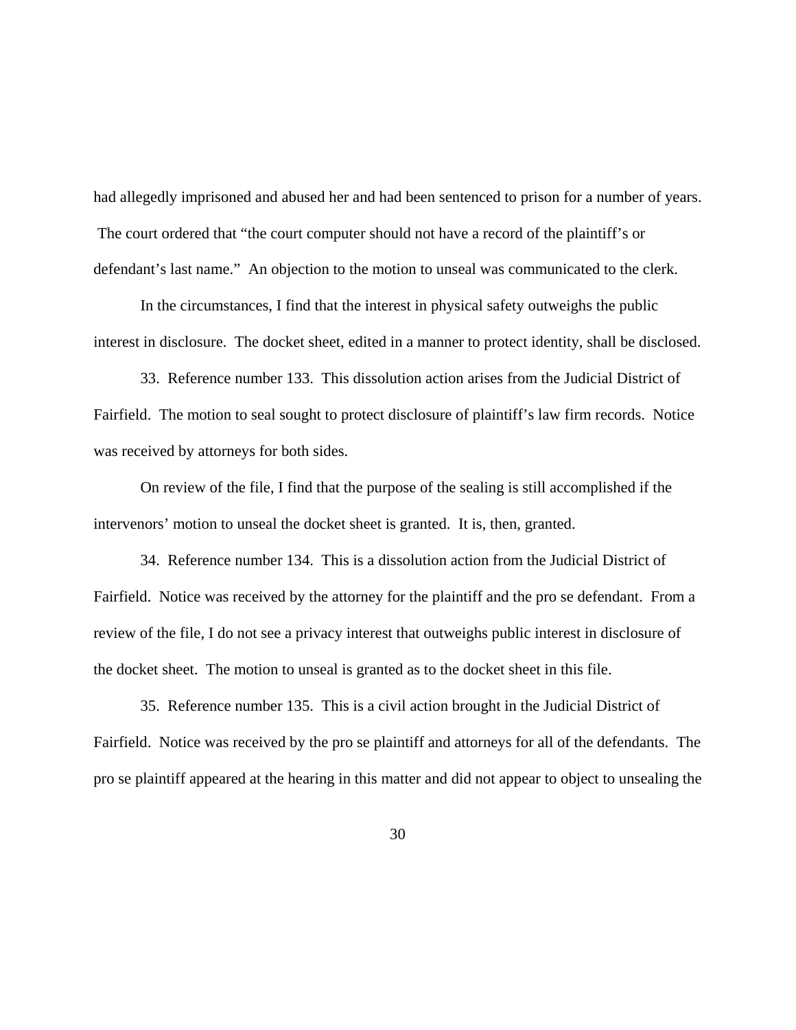had allegedly imprisoned and abused her and had been sentenced to prison for a number of years. The court ordered that "the court computer should not have a record of the plaintiff's or defendant's last name." An objection to the motion to unseal was communicated to the clerk.

In the circumstances, I find that the interest in physical safety outweighs the public interest in disclosure. The docket sheet, edited in a manner to protect identity, shall be disclosed.

33. Reference number 133. This dissolution action arises from the Judicial District of Fairfield. The motion to seal sought to protect disclosure of plaintiff's law firm records. Notice was received by attorneys for both sides.

On review of the file, I find that the purpose of the sealing is still accomplished if the intervenors' motion to unseal the docket sheet is granted. It is, then, granted.

34. Reference number 134. This is a dissolution action from the Judicial District of Fairfield. Notice was received by the attorney for the plaintiff and the pro se defendant. From a review of the file, I do not see a privacy interest that outweighs public interest in disclosure of the docket sheet. The motion to unseal is granted as to the docket sheet in this file.

35. Reference number 135. This is a civil action brought in the Judicial District of Fairfield. Notice was received by the pro se plaintiff and attorneys for all of the defendants. The pro se plaintiff appeared at the hearing in this matter and did not appear to object to unsealing the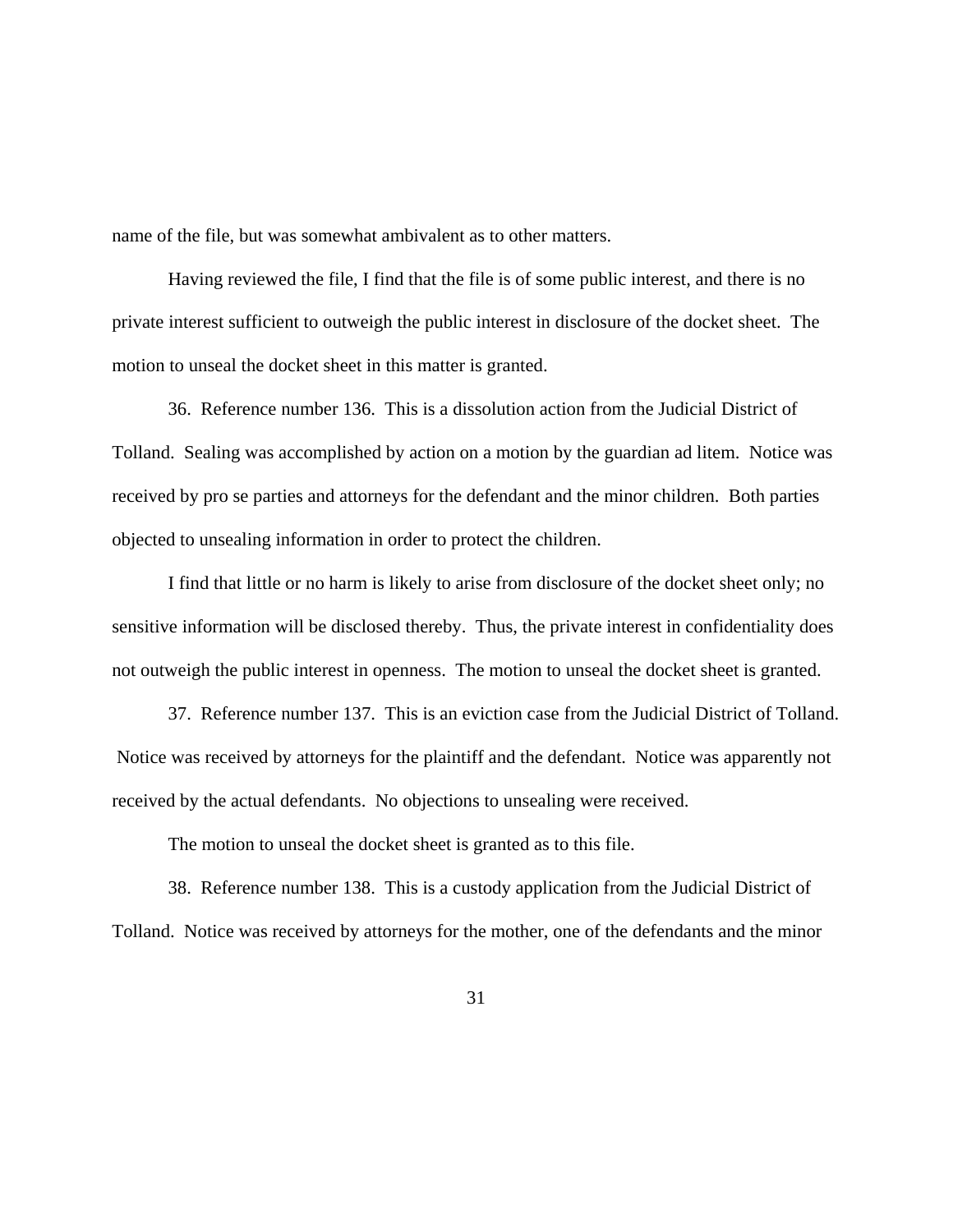name of the file, but was somewhat ambivalent as to other matters.

Having reviewed the file, I find that the file is of some public interest, and there is no private interest sufficient to outweigh the public interest in disclosure of the docket sheet. The motion to unseal the docket sheet in this matter is granted.

36. Reference number 136. This is a dissolution action from the Judicial District of Tolland. Sealing was accomplished by action on a motion by the guardian ad litem. Notice was received by pro se parties and attorneys for the defendant and the minor children. Both parties objected to unsealing information in order to protect the children.

I find that little or no harm is likely to arise from disclosure of the docket sheet only; no sensitive information will be disclosed thereby. Thus, the private interest in confidentiality does not outweigh the public interest in openness. The motion to unseal the docket sheet is granted.

37. Reference number 137. This is an eviction case from the Judicial District of Tolland. Notice was received by attorneys for the plaintiff and the defendant. Notice was apparently not received by the actual defendants. No objections to unsealing were received.

The motion to unseal the docket sheet is granted as to this file.

38. Reference number 138. This is a custody application from the Judicial District of Tolland. Notice was received by attorneys for the mother, one of the defendants and the minor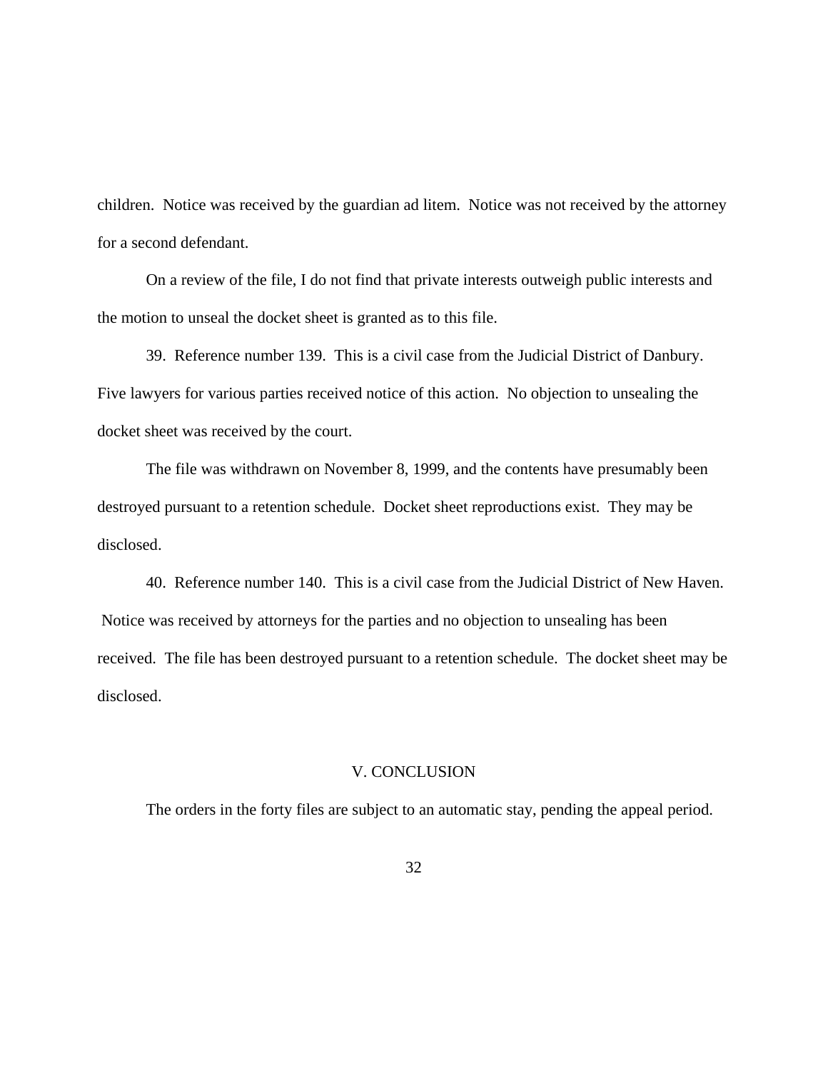children. Notice was received by the guardian ad litem. Notice was not received by the attorney for a second defendant.

On a review of the file, I do not find that private interests outweigh public interests and the motion to unseal the docket sheet is granted as to this file.

39. Reference number 139. This is a civil case from the Judicial District of Danbury. Five lawyers for various parties received notice of this action. No objection to unsealing the docket sheet was received by the court.

The file was withdrawn on November 8, 1999, and the contents have presumably been destroyed pursuant to a retention schedule. Docket sheet reproductions exist. They may be disclosed.

40. Reference number 140. This is a civil case from the Judicial District of New Haven. Notice was received by attorneys for the parties and no objection to unsealing has been received. The file has been destroyed pursuant to a retention schedule. The docket sheet may be disclosed.

## V. CONCLUSION

The orders in the forty files are subject to an automatic stay, pending the appeal period.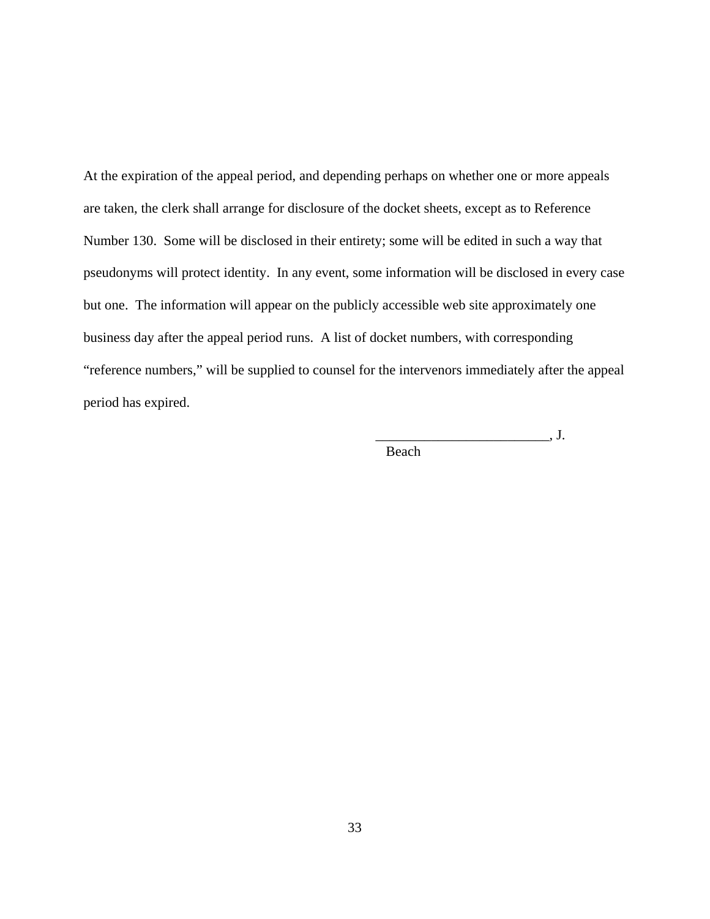At the expiration of the appeal period, and depending perhaps on whether one or more appeals are taken, the clerk shall arrange for disclosure of the docket sheets, except as to Reference Number 130. Some will be disclosed in their entirety; some will be edited in such a way that pseudonyms will protect identity. In any event, some information will be disclosed in every case but one. The information will appear on the publicly accessible web site approximately one business day after the appeal period runs. A list of docket numbers, with corresponding "reference numbers," will be supplied to counsel for the intervenors immediately after the appeal period has expired.

_________________________, J.
Beach